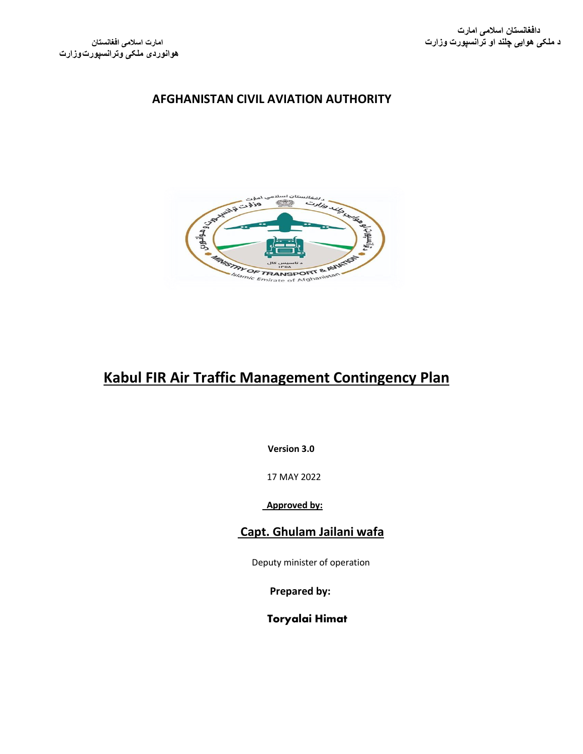دافغانستان اسلامی امارت
د ملکی هوایی چلند او ترانسپورت وزارت

امارت اسلامی افغانستان
هوانوردی ملکی وترانسپورت‌وزارت

**AFGHANISTAN CIVIL AVIATION AUTHORITY**

# Kabul FIR Air Traffic Management Contingency Plan

**Version 3.0**

17 MAY 2022

**Approved by:**

**Capt. Ghulam Jailani wafa**

Deputy minister of operation

**Prepared by:**

**Toryalai Himat**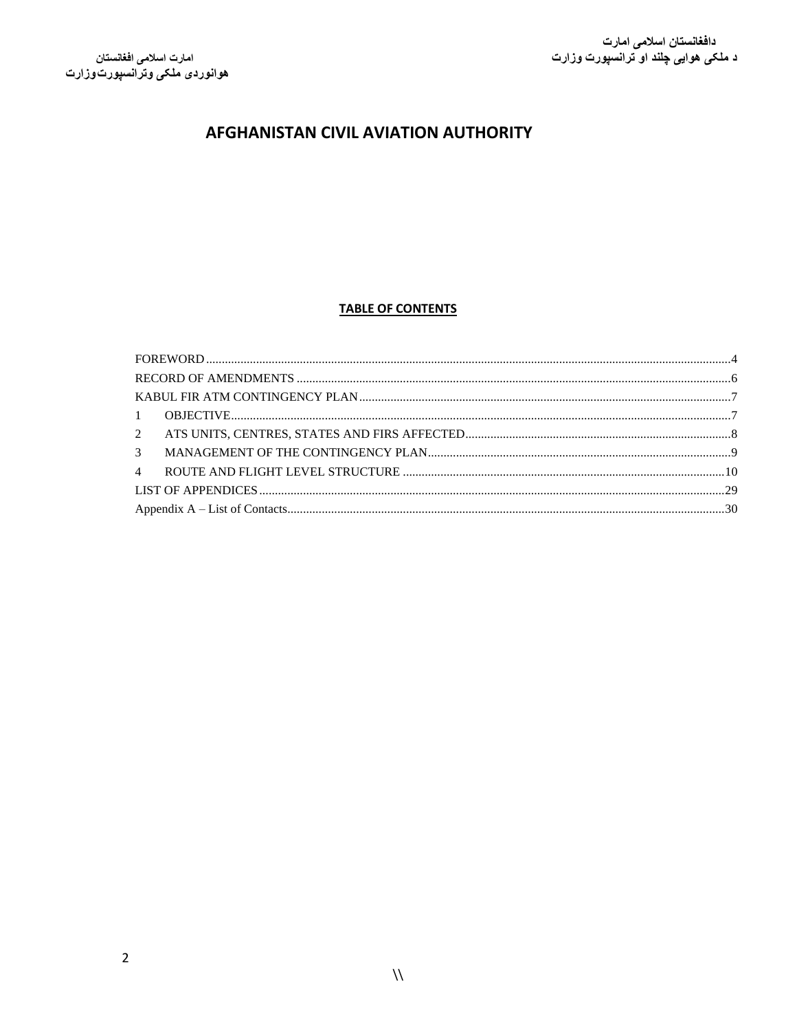امارت اسلامی افغانستان
هوانوردی ملکی وترانسپورت‌وزارت

دافغانستان اسلامی امارت
د ملکی هوایی چلند او ترانسپورت وزارت

# AFGHANISTAN CIVIL AVIATION AUTHORITY

## TABLE OF CONTENTS

FOREWORD ........ 4
RECORD OF AMENDMENTS ........ 6
KABUL FIR ATM CONTINGENCY PLAN ........ 7
1 OBJECTIVE ........ 7
2 ATS UNITS, CENTRES, STATES AND FIRS AFFECTED ........ 8
3 MANAGEMENT OF THE CONTINGENCY PLAN ........ 9
4 ROUTE AND FLIGHT LEVEL STRUCTURE ........ 10
LIST OF APPENDICES ........ 29
Appendix A – List of Contacts ........ 30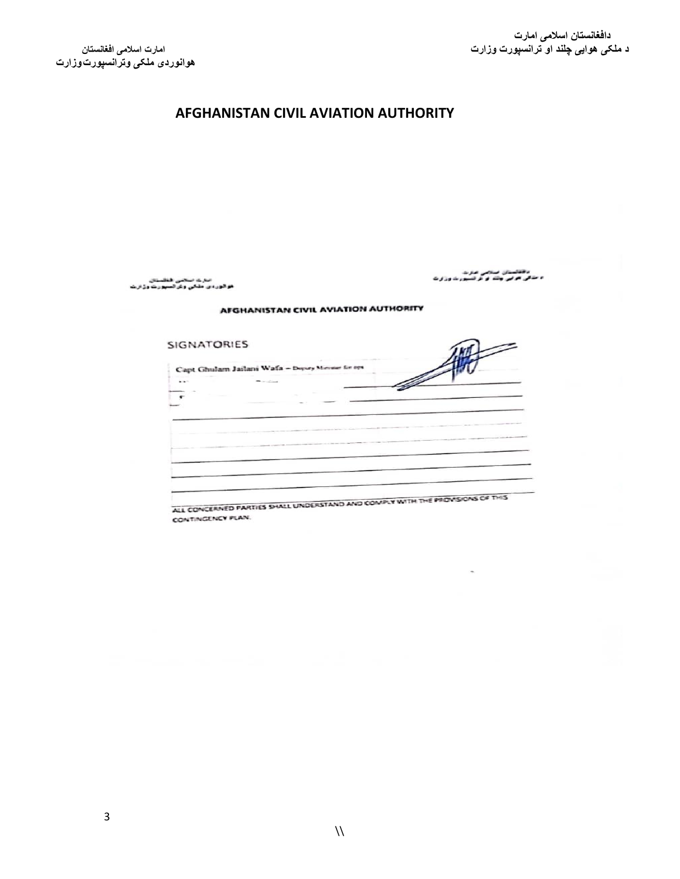دافغانستان اسلامی امارت
د ملکی هوایی چلند او ترانسپورت وزارت

امارت اسلامی افغانستان
هوانوردی ملکی وترانسپورت‌وزارت

# AFGHANISTAN CIVIL AVIATION AUTHORITY

دافغانستان اسلامی امارت
د ملکی هوایی چلند او ترانسپورت وزارت

امارت اسلامی افغانستان
هوانوردی ملکی وترانسپورت وزارت

## AFGHANISTAN CIVIL AVIATION AUTHORITY

### SIGNATORIES

Capt Ghulam Jailani Wafa – Deputy Minister for ops

ALL CONCERNED PARTIES SHALL UNDERSTAND AND COMPLY WITH THE PROVISIONS OF THIS CONTINGENCY PLAN.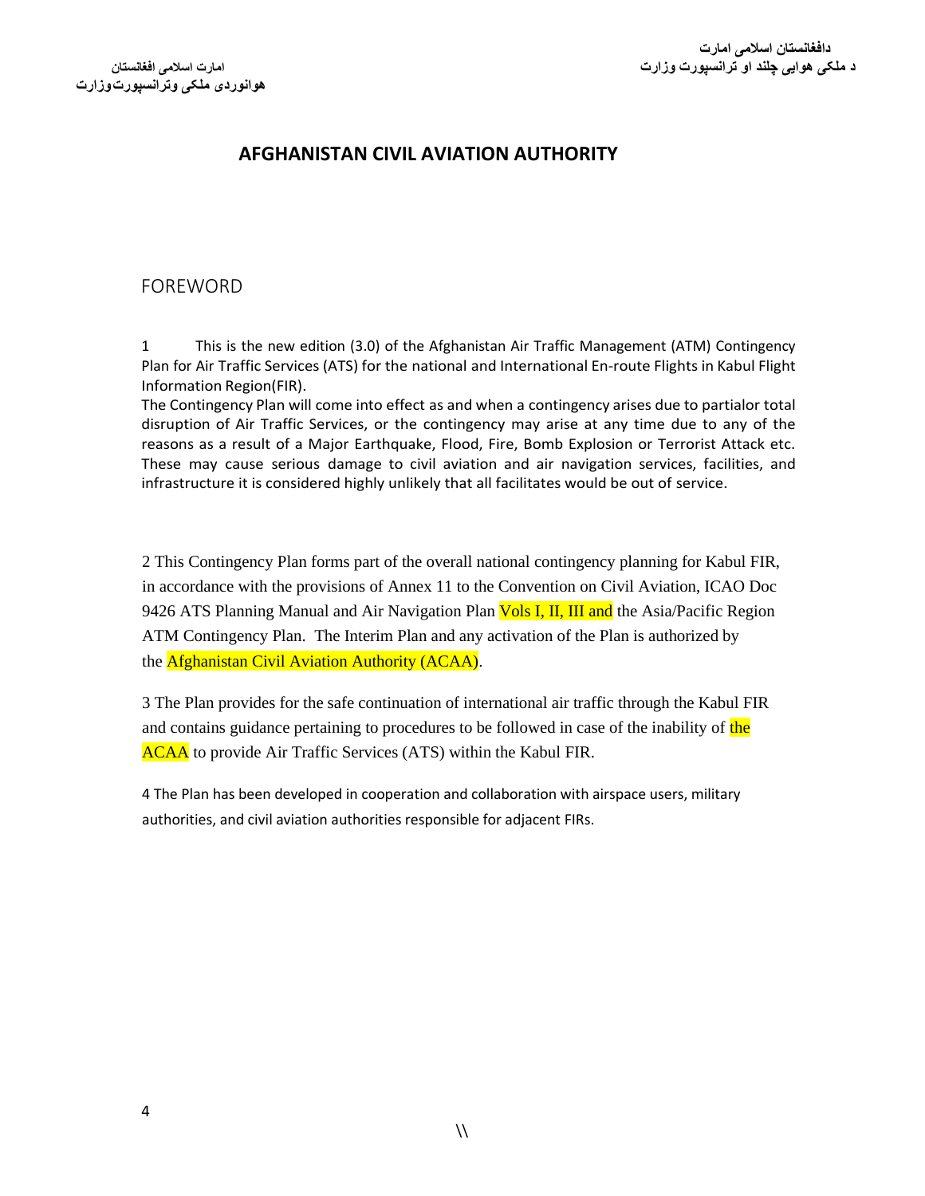# AFGHANISTAN CIVIL AVIATION AUTHORITY

## FOREWORD

1 This is the new edition (3.0) of the Afghanistan Air Traffic Management (ATM) Contingency Plan for Air Traffic Services (ATS) for the national and International En-route Flights in Kabul Flight Information Region(FIR).

The Contingency Plan will come into effect as and when a contingency arises due to partialor total disruption of Air Traffic Services, or the contingency may arise at any time due to any of the reasons as a result of a Major Earthquake, Flood, Fire, Bomb Explosion or Terrorist Attack etc. These may cause serious damage to civil aviation and air navigation services, facilities, and infrastructure it is considered highly unlikely that all facilitates would be out of service.

2 This Contingency Plan forms part of the overall national contingency planning for Kabul FIR, in accordance with the provisions of Annex 11 to the Convention on Civil Aviation, ICAO Doc 9426 ATS Planning Manual and Air Navigation Plan Vols I, II, III and the Asia/Pacific Region ATM Contingency Plan. The Interim Plan and any activation of the Plan is authorized by the Afghanistan Civil Aviation Authority (ACAA).

3 The Plan provides for the safe continuation of international air traffic through the Kabul FIR and contains guidance pertaining to procedures to be followed in case of the inability of the ACAA to provide Air Traffic Services (ATS) within the Kabul FIR.

4 The Plan has been developed in cooperation and collaboration with airspace users, military authorities, and civil aviation authorities responsible for adjacent FIRs.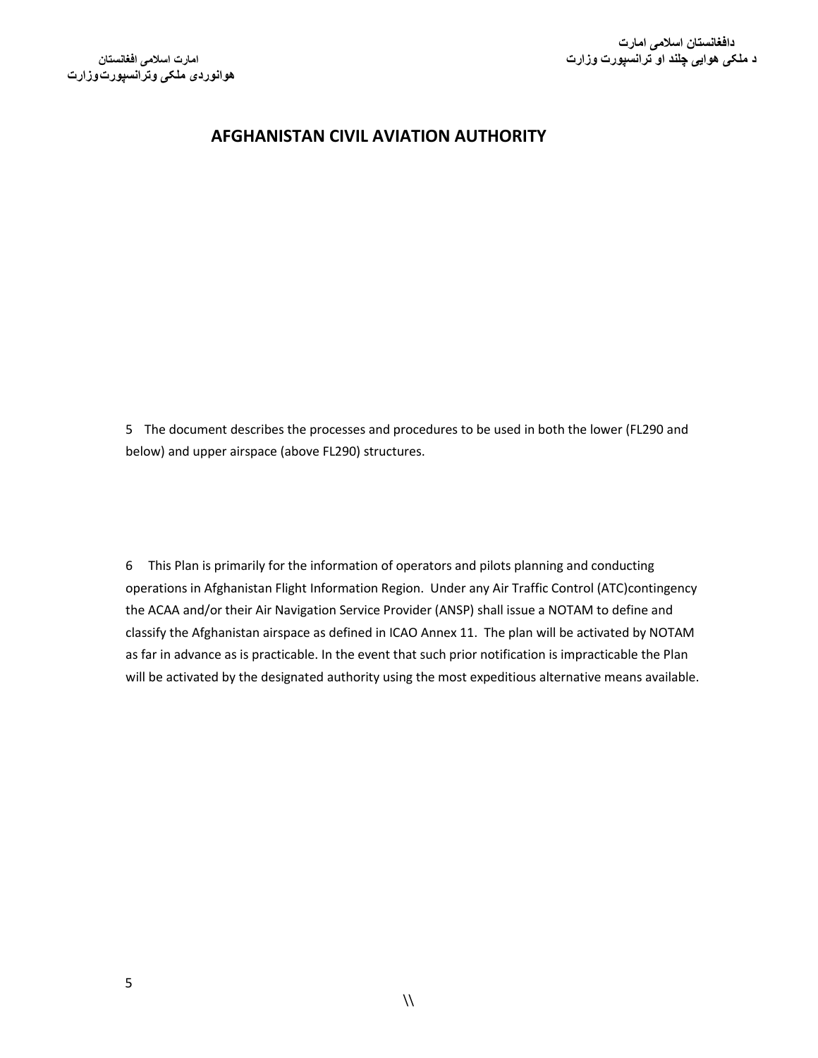AFGHANISTAN CIVIL AVIATION AUTHORITY

5 The document describes the processes and procedures to be used in both the lower (FL290 and below) and upper airspace (above FL290) structures.

6 This Plan is primarily for the information of operators and pilots planning and conducting operations in Afghanistan Flight Information Region. Under any Air Traffic Control (ATC)contingency the ACAA and/or their Air Navigation Service Provider (ANSP) shall issue a NOTAM to define and classify the Afghanistan airspace as defined in ICAO Annex 11. The plan will be activated by NOTAM as far in advance as is practicable. In the event that such prior notification is impracticable the Plan will be activated by the designated authority using the most expeditious alternative means available.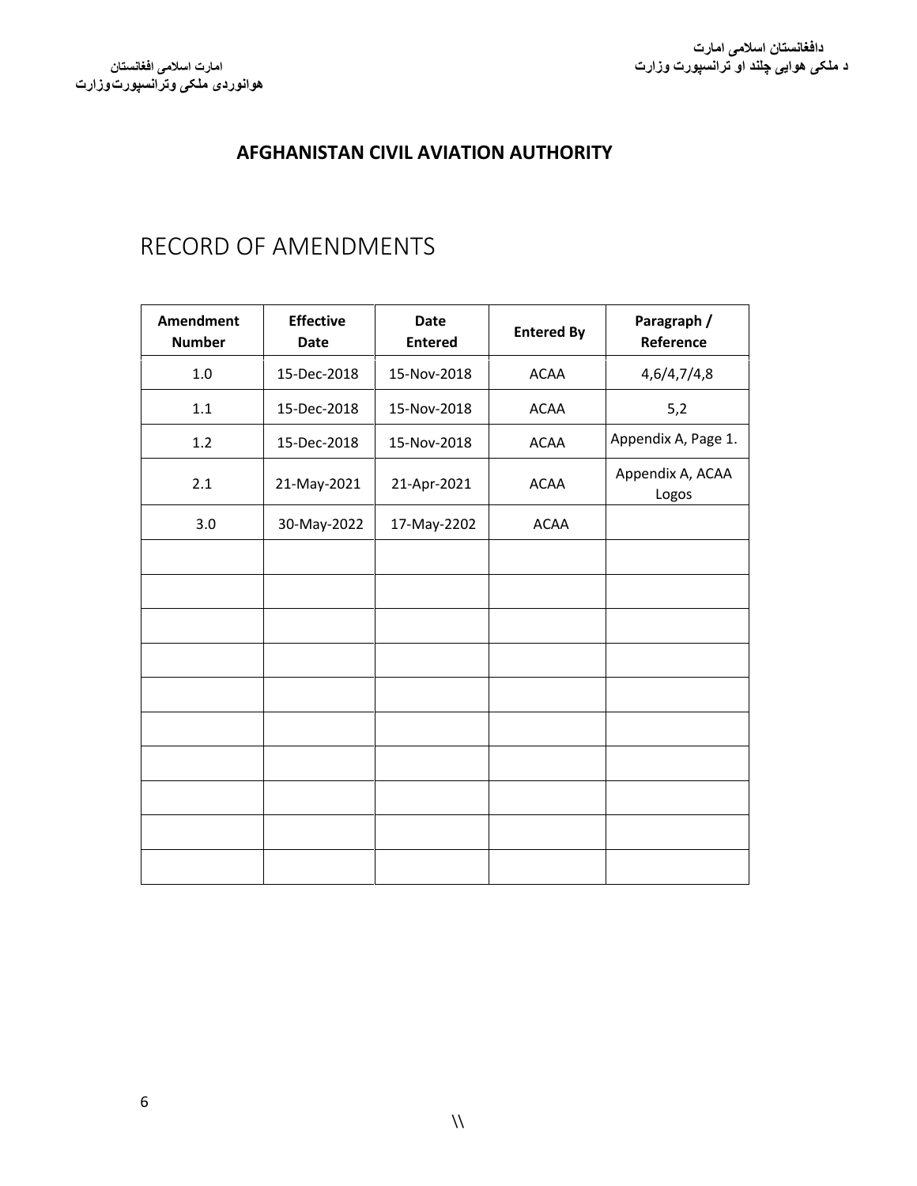دافغانستان اسلامی امارت
د ملکی هوایی چلند او ترانسپورت وزارت

امارت اسلامی افغانستان
هوانوردی ملکی وترانسپورت‌وزارت

**AFGHANISTAN CIVIL AVIATION AUTHORITY**

# RECORD OF AMENDMENTS

| Amendment Number | Effective Date | Date Entered | Entered By | Paragraph / Reference |
|---|---|---|---|---|
| 1.0 | 15-Dec-2018 | 15-Nov-2018 | ACAA | 4,6/4,7/4,8 |
| 1.1 | 15-Dec-2018 | 15-Nov-2018 | ACAA | 5,2 |
| 1.2 | 15-Dec-2018 | 15-Nov-2018 | ACAA | Appendix A, Page 1. |
| 2.1 | 21-May-2021 | 21-Apr-2021 | ACAA | Appendix A, ACAA Logos |
| 3.0 | 30-May-2022 | 17-May-2202 | ACAA | |
| | | | | |
| | | | | |
| | | | | |
| | | | | |
| | | | | |
| | | | | |
| | | | | |
| | | | | |
| | | | | |
| | | | | |

\\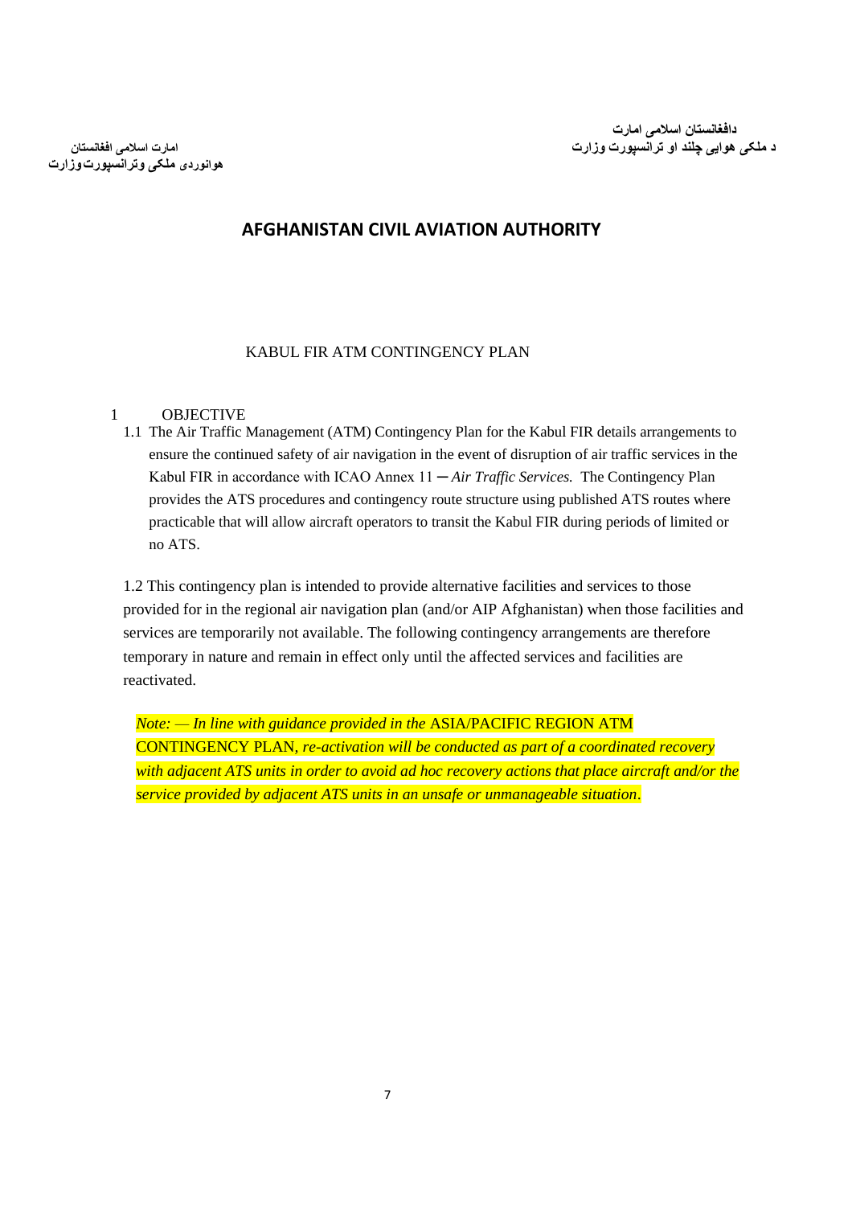دافغانستان اسلامی امارت
د ملکی هوایی چلند او ترانسپورت وزارت

امارت اسلامی افغانستان
هوانوردی ملکی وترانسپورت وزارت

# AFGHANISTAN CIVIL AVIATION AUTHORITY

## KABUL FIR ATM CONTINGENCY PLAN

### 1 OBJECTIVE

1.1 The Air Traffic Management (ATM) Contingency Plan for the Kabul FIR details arrangements to ensure the continued safety of air navigation in the event of disruption of air traffic services in the Kabul FIR in accordance with ICAO Annex 11 ─ *Air Traffic Services.* The Contingency Plan provides the ATS procedures and contingency route structure using published ATS routes where practicable that will allow aircraft operators to transit the Kabul FIR during periods of limited or no ATS.

1.2 This contingency plan is intended to provide alternative facilities and services to those provided for in the regional air navigation plan (and/or AIP Afghanistan) when those facilities and services are temporarily not available. The following contingency arrangements are therefore temporary in nature and remain in effect only until the affected services and facilities are reactivated.

*Note: — In line with guidance provided in the* ASIA/PACIFIC REGION ATM CONTINGENCY PLAN*, re-activation will be conducted as part of a coordinated recovery with adjacent ATS units in order to avoid ad hoc recovery actions that place aircraft and/or the service provided by adjacent ATS units in an unsafe or unmanageable situation*.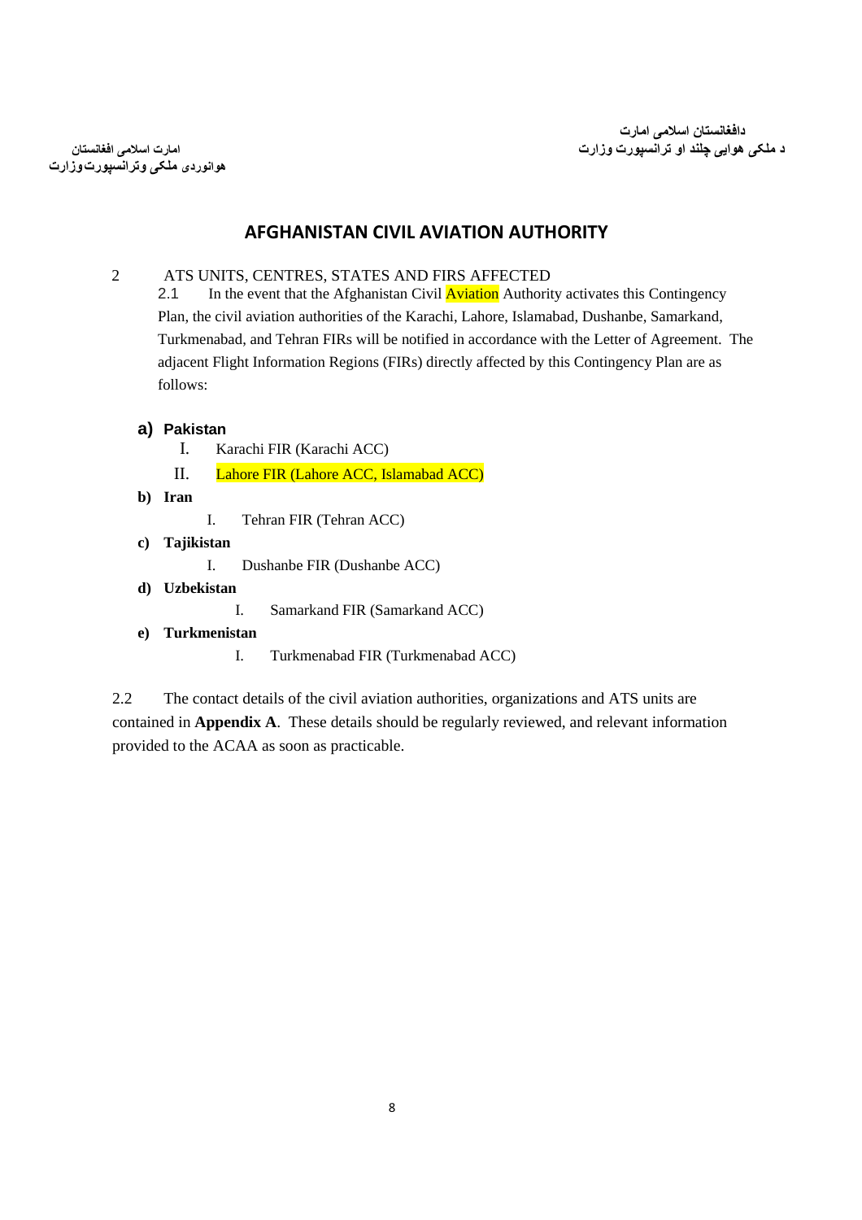دافغانستان اسلامی امارت
د ملکی هوایی چلند او ترانسپورت وزارت

امارت اسلامی افغانستان
هوانوردی ملکی وترانسپورت وزارت

# AFGHANISTAN CIVIL AVIATION AUTHORITY

## 2 ATS UNITS, CENTRES, STATES AND FIRS AFFECTED

2.1 In the event that the Afghanistan Civil Aviation Authority activates this Contingency Plan, the civil aviation authorities of the Karachi, Lahore, Islamabad, Dushanbe, Samarkand, Turkmenabad, and Tehran FIRs will be notified in accordance with the Letter of Agreement. The adjacent Flight Information Regions (FIRs) directly affected by this Contingency Plan are as follows:

**a) Pakistan**

I. Karachi FIR (Karachi ACC)

II. Lahore FIR (Lahore ACC, Islamabad ACC)

**b) Iran**

I. Tehran FIR (Tehran ACC)

**c) Tajikistan**

I. Dushanbe FIR (Dushanbe ACC)

**d) Uzbekistan**

I. Samarkand FIR (Samarkand ACC)

**e) Turkmenistan**

I. Turkmenabad FIR (Turkmenabad ACC)

2.2 The contact details of the civil aviation authorities, organizations and ATS units are contained in **Appendix A**. These details should be regularly reviewed, and relevant information provided to the ACAA as soon as practicable.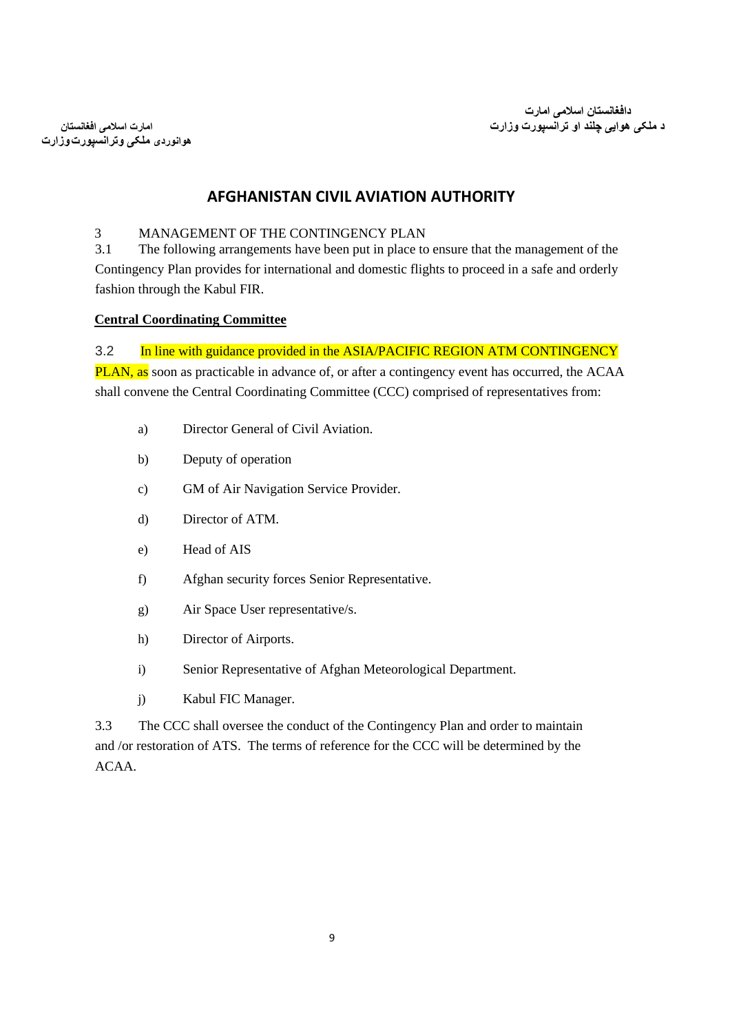## 3 MANAGEMENT OF THE CONTINGENCY PLAN

3.1 The following arrangements have been put in place to ensure that the management of the Contingency Plan provides for international and domestic flights to proceed in a safe and orderly fashion through the Kabul FIR.

**Central Coordinating Committee**

3.2 In line with guidance provided in the ASIA/PACIFIC REGION ATM CONTINGENCY PLAN, as soon as practicable in advance of, or after a contingency event has occurred, the ACAA shall convene the Central Coordinating Committee (CCC) comprised of representatives from:

a) Director General of Civil Aviation.

b) Deputy of operation

c) GM of Air Navigation Service Provider.

d) Director of ATM.

e) Head of AIS

f) Afghan security forces Senior Representative.

g) Air Space User representative/s.

h) Director of Airports.

i) Senior Representative of Afghan Meteorological Department.

j) Kabul FIC Manager.

3.3 The CCC shall oversee the conduct of the Contingency Plan and order to maintain and /or restoration of ATS. The terms of reference for the CCC will be determined by the ACAA.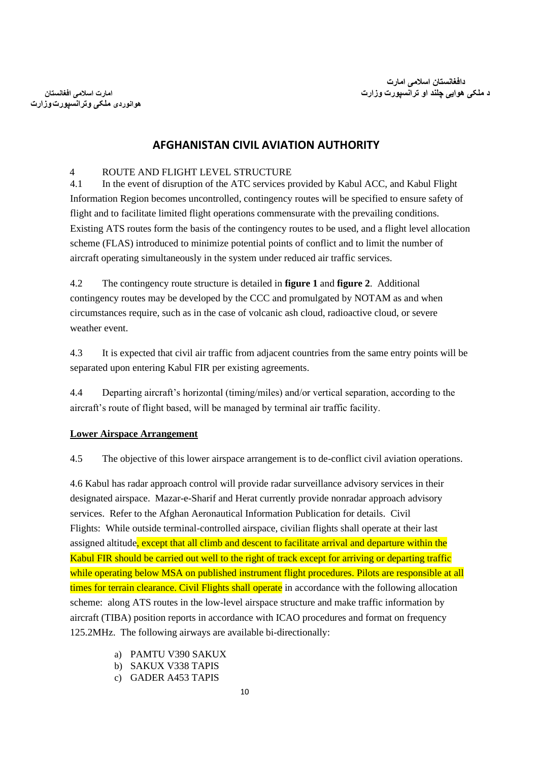دافغانستان اسلامی امارت
د ملکی هوایی چلند او ترانسپورت وزارت

امارت اسلامی افغانستان
هوانوردی ملکی وترانسپورت وزارت

# AFGHANISTAN CIVIL AVIATION AUTHORITY

4 ROUTE AND FLIGHT LEVEL STRUCTURE

4.1 In the event of disruption of the ATC services provided by Kabul ACC, and Kabul Flight Information Region becomes uncontrolled, contingency routes will be specified to ensure safety of flight and to facilitate limited flight operations commensurate with the prevailing conditions. Existing ATS routes form the basis of the contingency routes to be used, and a flight level allocation scheme (FLAS) introduced to minimize potential points of conflict and to limit the number of aircraft operating simultaneously in the system under reduced air traffic services.

4.2 The contingency route structure is detailed in **figure 1** and **figure 2**. Additional contingency routes may be developed by the CCC and promulgated by NOTAM as and when circumstances require, such as in the case of volcanic ash cloud, radioactive cloud, or severe weather event.

4.3 It is expected that civil air traffic from adjacent countries from the same entry points will be separated upon entering Kabul FIR per existing agreements.

4.4 Departing aircraft's horizontal (timing/miles) and/or vertical separation, according to the aircraft's route of flight based, will be managed by terminal air traffic facility.

**Lower Airspace Arrangement**

4.5 The objective of this lower airspace arrangement is to de-conflict civil aviation operations.

4.6 Kabul has radar approach control will provide radar surveillance advisory services in their designated airspace. Mazar-e-Sharif and Herat currently provide nonradar approach advisory services. Refer to the Afghan Aeronautical Information Publication for details. Civil Flights: While outside terminal-controlled airspace, civilian flights shall operate at their last assigned altitude, except that all climb and descent to facilitate arrival and departure within the Kabul FIR should be carried out well to the right of track except for arriving or departing traffic while operating below MSA on published instrument flight procedures. Pilots are responsible at all times for terrain clearance. Civil Flights shall operate in accordance with the following allocation scheme: along ATS routes in the low-level airspace structure and make traffic information by aircraft (TIBA) position reports in accordance with ICAO procedures and format on frequency 125.2MHz. The following airways are available bi-directionally:

a) PAMTU V390 SAKUX
b) SAKUX V338 TAPIS
c) GADER A453 TAPIS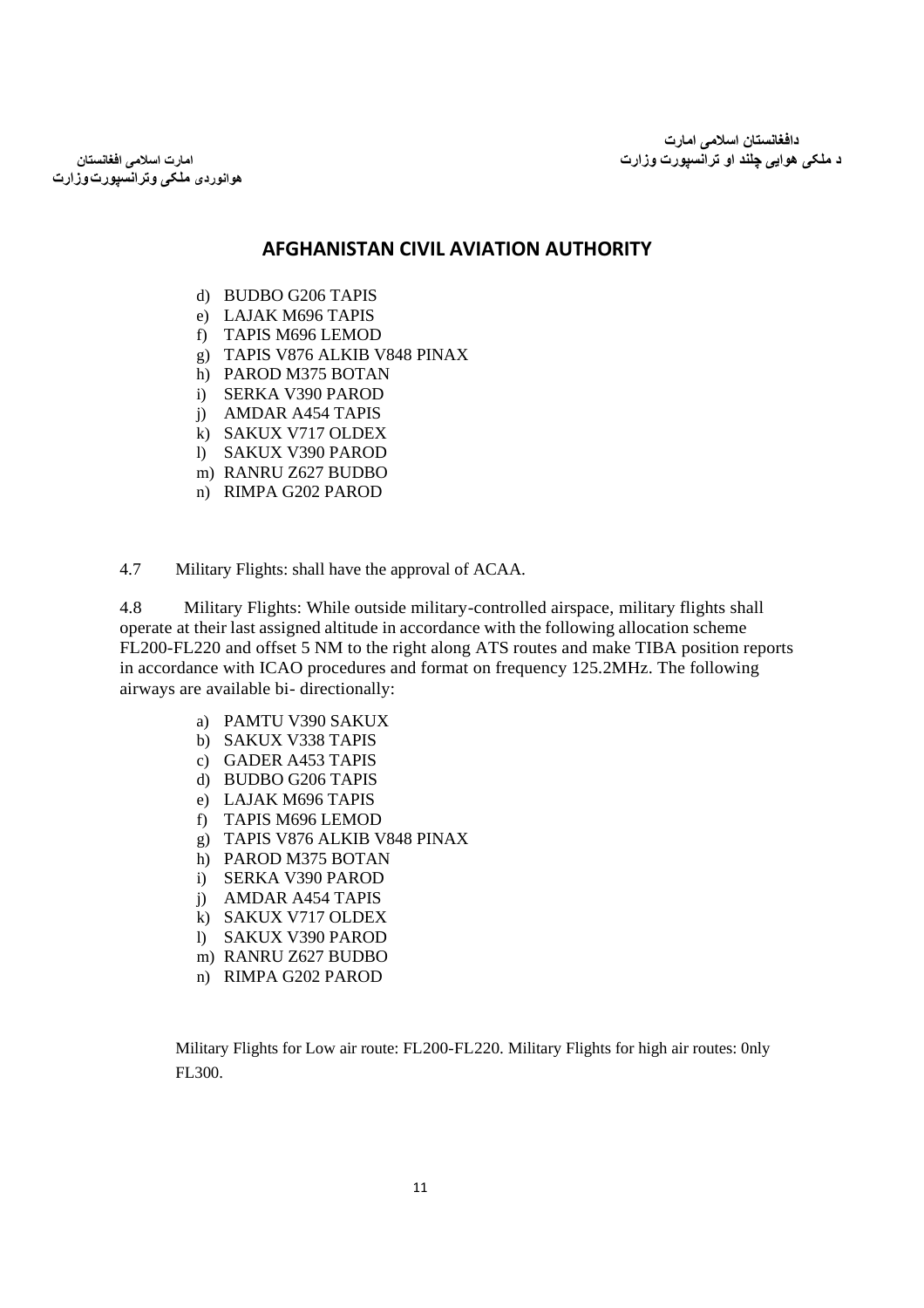d) BUDBO G206 TAPIS
e) LAJAK M696 TAPIS
f) TAPIS M696 LEMOD
g) TAPIS V876 ALKIB V848 PINAX
h) PAROD M375 BOTAN
i) SERKA V390 PAROD
j) AMDAR A454 TAPIS
k) SAKUX V717 OLDEX
l) SAKUX V390 PAROD
m) RANRU Z627 BUDBO
n) RIMPA G202 PAROD

4.7 Military Flights: shall have the approval of ACAA.

4.8 Military Flights: While outside military-controlled airspace, military flights shall operate at their last assigned altitude in accordance with the following allocation scheme FL200-FL220 and offset 5 NM to the right along ATS routes and make TIBA position reports in accordance with ICAO procedures and format on frequency 125.2MHz. The following airways are available bi- directionally:

a) PAMTU V390 SAKUX
b) SAKUX V338 TAPIS
c) GADER A453 TAPIS
d) BUDBO G206 TAPIS
e) LAJAK M696 TAPIS
f) TAPIS M696 LEMOD
g) TAPIS V876 ALKIB V848 PINAX
h) PAROD M375 BOTAN
i) SERKA V390 PAROD
j) AMDAR A454 TAPIS
k) SAKUX V717 OLDEX
l) SAKUX V390 PAROD
m) RANRU Z627 BUDBO
n) RIMPA G202 PAROD

Military Flights for Low air route: FL200-FL220. Military Flights for high air routes: 0nly FL300.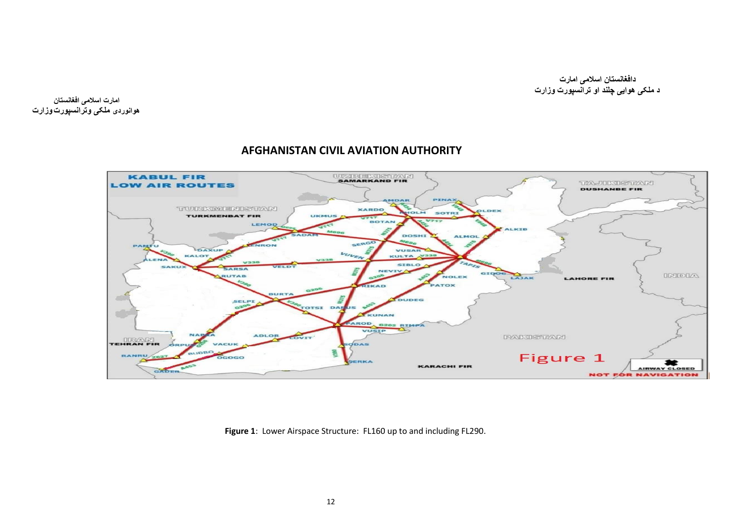دافغانستان اسلامی امارت
د ملکی هوایی چلند او ترانسپورت وزارت

امارت اسلامی افغانستان
هوانوردی ملکی وترانسپورت وزارت

## AFGHANISTAN CIVIL AVIATION AUTHORITY

**Figure 1**: Lower Airspace Structure: FL160 up to and including FL290.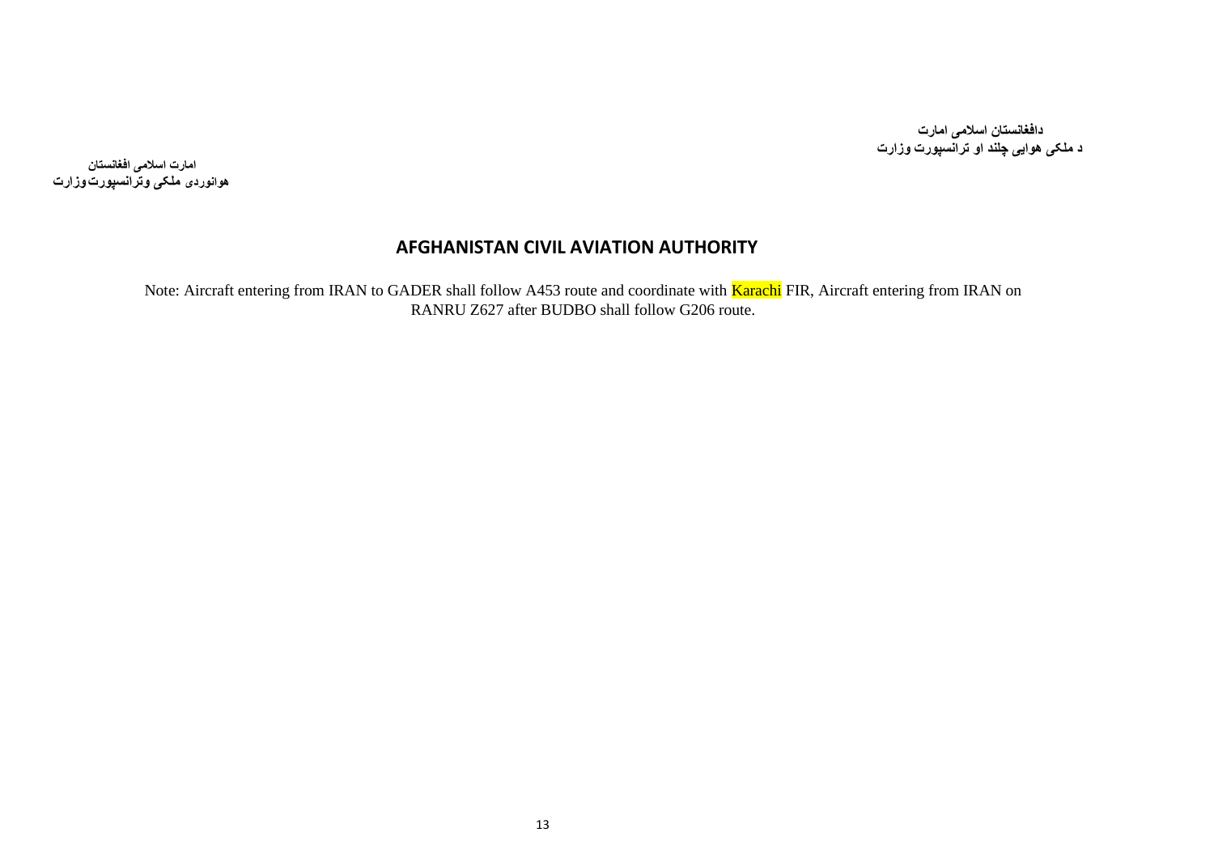دافغانستان اسلامی امارت
د ملکی هوایی چلند او ترانسپورت وزارت

امارت اسلامی افغانستان
هوانوردی ملکی وترانسپورت وزارت

## AFGHANISTAN CIVIL AVIATION AUTHORITY

Note: Aircraft entering from IRAN to GADER shall follow A453 route and coordinate with Karachi FIR, Aircraft entering from IRAN on RANRU Z627 after BUDBO shall follow G206 route.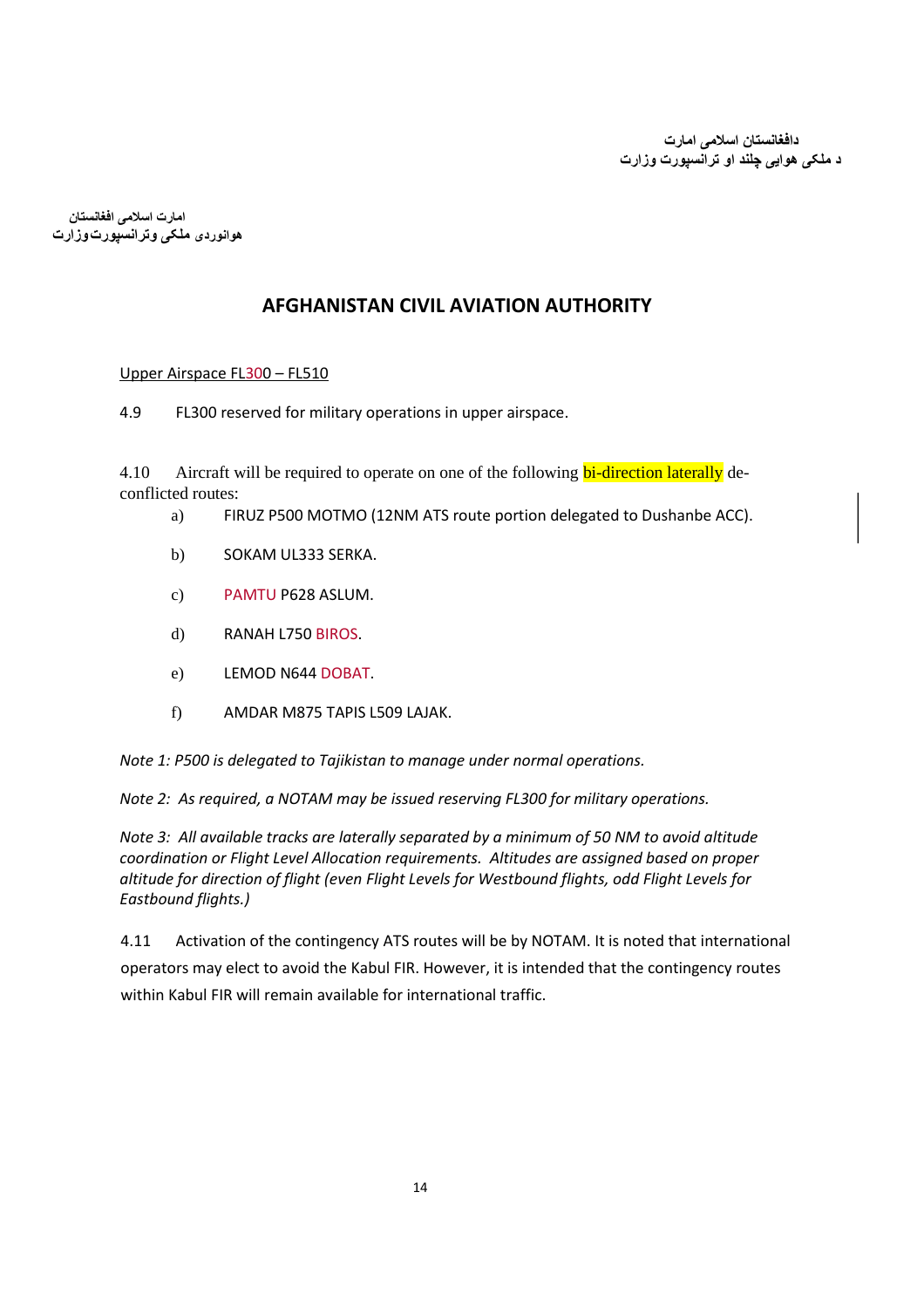دافغانستان اسلامی امارت
د ملکی هوایی چلند او ترانسپورت وزارت

امارت اسلامی افغانستان
هوانوردی ملکی وترانسپورت وزارت

# AFGHANISTAN CIVIL AVIATION AUTHORITY

Upper Airspace FL300 – FL510

4.9 FL300 reserved for military operations in upper airspace.

4.10 Aircraft will be required to operate on one of the following bi-direction laterally de-conflicted routes:

a) FIRUZ P500 MOTMO (12NM ATS route portion delegated to Dushanbe ACC).

b) SOKAM UL333 SERKA.

c) PAMTU P628 ASLUM.

d) RANAH L750 BIROS.

e) LEMOD N644 DOBAT.

f) AMDAR M875 TAPIS L509 LAJAK.

*Note 1: P500 is delegated to Tajikistan to manage under normal operations.*

*Note 2: As required, a NOTAM may be issued reserving FL300 for military operations.*

*Note 3: All available tracks are laterally separated by a minimum of 50 NM to avoid altitude coordination or Flight Level Allocation requirements. Altitudes are assigned based on proper altitude for direction of flight (even Flight Levels for Westbound flights, odd Flight Levels for Eastbound flights.)*

4.11 Activation of the contingency ATS routes will be by NOTAM. It is noted that international operators may elect to avoid the Kabul FIR. However, it is intended that the contingency routes within Kabul FIR will remain available for international traffic.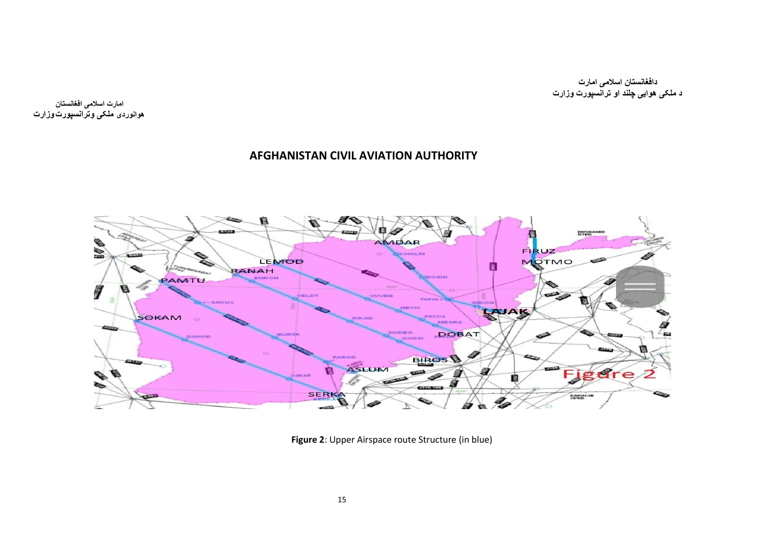دافغانستان اسلامی امارت
د ملکی هوایی چلند او ترانسپورت وزارت

امارت اسلامی افغانستان
هوانوردی ملکی وترانسپورت وزارت

## AFGHANISTAN CIVIL AVIATION AUTHORITY

**Figure 2**: Upper Airspace route Structure (in blue)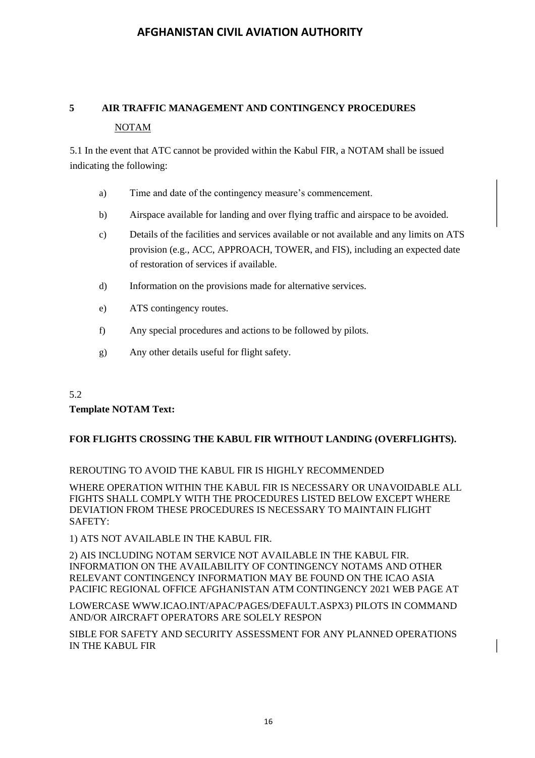## 5 AIR TRAFFIC MANAGEMENT AND CONTINGENCY PROCEDURES

NOTAM

5.1 In the event that ATC cannot be provided within the Kabul FIR, a NOTAM shall be issued indicating the following:

a) Time and date of the contingency measure's commencement.

b) Airspace available for landing and over flying traffic and airspace to be avoided.

c) Details of the facilities and services available or not available and any limits on ATS provision (e.g., ACC, APPROACH, TOWER, and FIS), including an expected date of restoration of services if available.

d) Information on the provisions made for alternative services.

e) ATS contingency routes.

f) Any special procedures and actions to be followed by pilots.

g) Any other details useful for flight safety.

5.2

**Template NOTAM Text:**

**FOR FLIGHTS CROSSING THE KABUL FIR WITHOUT LANDING (OVERFLIGHTS).**

REROUTING TO AVOID THE KABUL FIR IS HIGHLY RECOMMENDED

WHERE OPERATION WITHIN THE KABUL FIR IS NECESSARY OR UNAVOIDABLE ALL FIGHTS SHALL COMPLY WITH THE PROCEDURES LISTED BELOW EXCEPT WHERE DEVIATION FROM THESE PROCEDURES IS NECESSARY TO MAINTAIN FLIGHT SAFETY:

1) ATS NOT AVAILABLE IN THE KABUL FIR.

2) AIS INCLUDING NOTAM SERVICE NOT AVAILABLE IN THE KABUL FIR. INFORMATION ON THE AVAILABILITY OF CONTINGENCY NOTAMS AND OTHER RELEVANT CONTINGENCY INFORMATION MAY BE FOUND ON THE ICAO ASIA PACIFIC REGIONAL OFFICE AFGHANISTAN ATM CONTINGENCY 2021 WEB PAGE AT

LOWERCASE WWW.ICAO.INT/APAC/PAGES/DEFAULT.ASPX3) PILOTS IN COMMAND AND/OR AIRCRAFT OPERATORS ARE SOLELY RESPON

SIBLE FOR SAFETY AND SECURITY ASSESSMENT FOR ANY PLANNED OPERATIONS IN THE KABUL FIR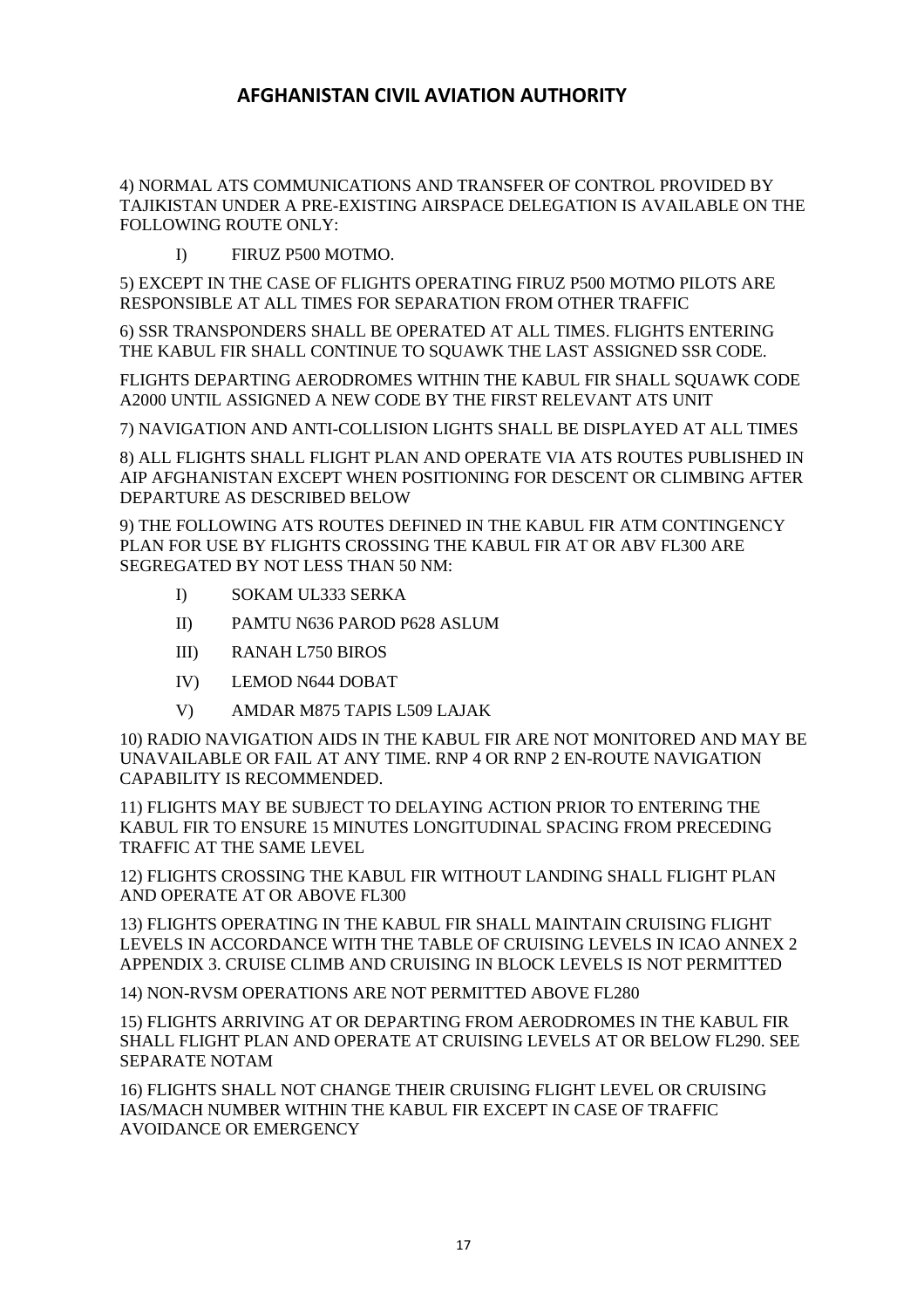# AFGHANISTAN CIVIL AVIATION AUTHORITY

4) NORMAL ATS COMMUNICATIONS AND TRANSFER OF CONTROL PROVIDED BY TAJIKISTAN UNDER A PRE-EXISTING AIRSPACE DELEGATION IS AVAILABLE ON THE FOLLOWING ROUTE ONLY:

- I) FIRUZ P500 MOTMO.

5) EXCEPT IN THE CASE OF FLIGHTS OPERATING FIRUZ P500 MOTMO PILOTS ARE RESPONSIBLE AT ALL TIMES FOR SEPARATION FROM OTHER TRAFFIC

6) SSR TRANSPONDERS SHALL BE OPERATED AT ALL TIMES. FLIGHTS ENTERING THE KABUL FIR SHALL CONTINUE TO SQUAWK THE LAST ASSIGNED SSR CODE.

FLIGHTS DEPARTING AERODROMES WITHIN THE KABUL FIR SHALL SQUAWK CODE A2000 UNTIL ASSIGNED A NEW CODE BY THE FIRST RELEVANT ATS UNIT

7) NAVIGATION AND ANTI-COLLISION LIGHTS SHALL BE DISPLAYED AT ALL TIMES

8) ALL FLIGHTS SHALL FLIGHT PLAN AND OPERATE VIA ATS ROUTES PUBLISHED IN AIP AFGHANISTAN EXCEPT WHEN POSITIONING FOR DESCENT OR CLIMBING AFTER DEPARTURE AS DESCRIBED BELOW

9) THE FOLLOWING ATS ROUTES DEFINED IN THE KABUL FIR ATM CONTINGENCY PLAN FOR USE BY FLIGHTS CROSSING THE KABUL FIR AT OR ABV FL300 ARE SEGREGATED BY NOT LESS THAN 50 NM:

- I) SOKAM UL333 SERKA
- II) PAMTU N636 PAROD P628 ASLUM
- III) RANAH L750 BIROS
- IV) LEMOD N644 DOBAT
- V) AMDAR M875 TAPIS L509 LAJAK

10) RADIO NAVIGATION AIDS IN THE KABUL FIR ARE NOT MONITORED AND MAY BE UNAVAILABLE OR FAIL AT ANY TIME. RNP 4 OR RNP 2 EN-ROUTE NAVIGATION CAPABILITY IS RECOMMENDED.

11) FLIGHTS MAY BE SUBJECT TO DELAYING ACTION PRIOR TO ENTERING THE KABUL FIR TO ENSURE 15 MINUTES LONGITUDINAL SPACING FROM PRECEDING TRAFFIC AT THE SAME LEVEL

12) FLIGHTS CROSSING THE KABUL FIR WITHOUT LANDING SHALL FLIGHT PLAN AND OPERATE AT OR ABOVE FL300

13) FLIGHTS OPERATING IN THE KABUL FIR SHALL MAINTAIN CRUISING FLIGHT LEVELS IN ACCORDANCE WITH THE TABLE OF CRUISING LEVELS IN ICAO ANNEX 2 APPENDIX 3. CRUISE CLIMB AND CRUISING IN BLOCK LEVELS IS NOT PERMITTED

14) NON-RVSM OPERATIONS ARE NOT PERMITTED ABOVE FL280

15) FLIGHTS ARRIVING AT OR DEPARTING FROM AERODROMES IN THE KABUL FIR SHALL FLIGHT PLAN AND OPERATE AT CRUISING LEVELS AT OR BELOW FL290. SEE SEPARATE NOTAM

16) FLIGHTS SHALL NOT CHANGE THEIR CRUISING FLIGHT LEVEL OR CRUISING IAS/MACH NUMBER WITHIN THE KABUL FIR EXCEPT IN CASE OF TRAFFIC AVOIDANCE OR EMERGENCY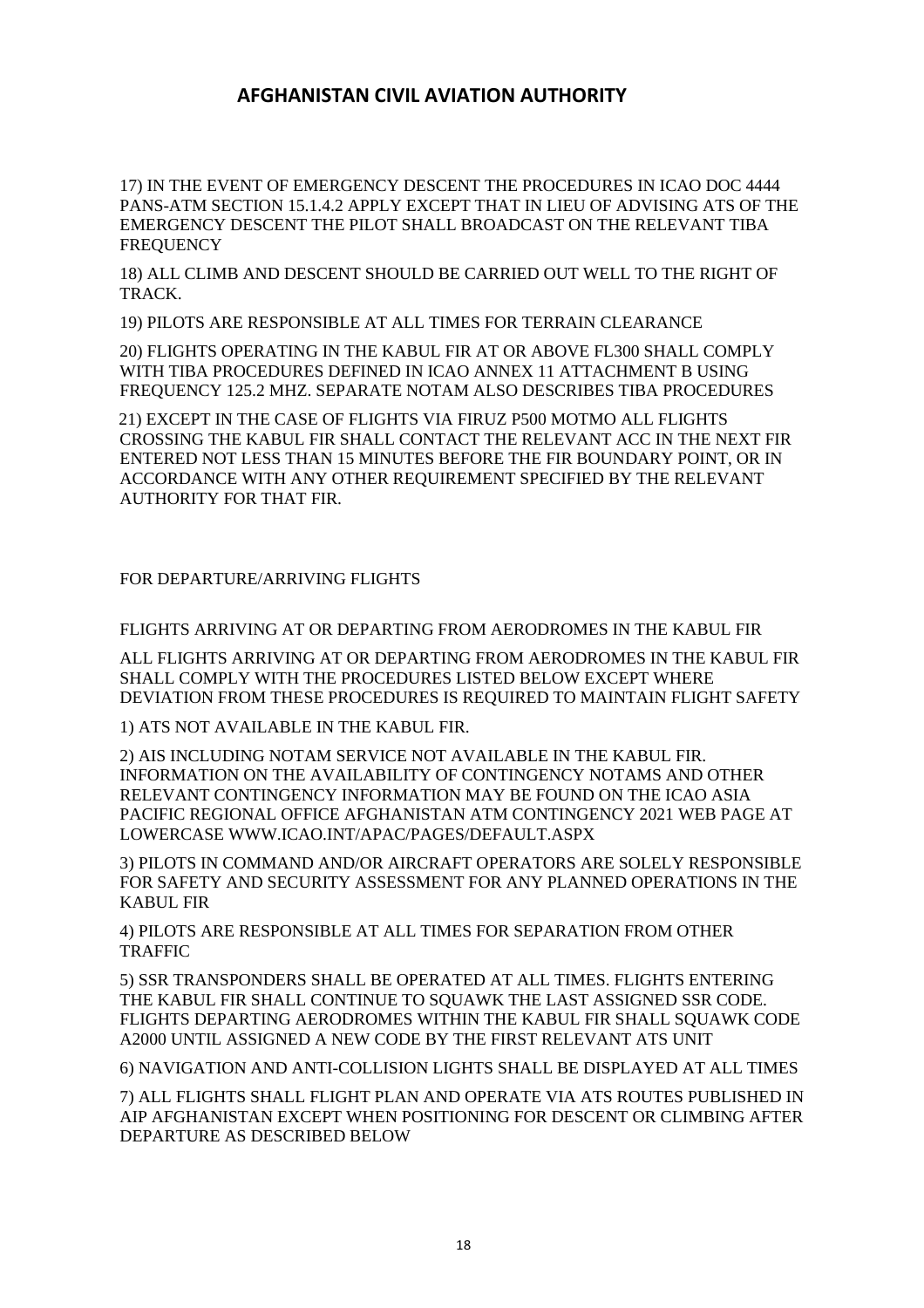# AFGHANISTAN CIVIL AVIATION AUTHORITY

17) IN THE EVENT OF EMERGENCY DESCENT THE PROCEDURES IN ICAO DOC 4444 PANS-ATM SECTION 15.1.4.2 APPLY EXCEPT THAT IN LIEU OF ADVISING ATS OF THE EMERGENCY DESCENT THE PILOT SHALL BROADCAST ON THE RELEVANT TIBA FREQUENCY

18) ALL CLIMB AND DESCENT SHOULD BE CARRIED OUT WELL TO THE RIGHT OF TRACK.

19) PILOTS ARE RESPONSIBLE AT ALL TIMES FOR TERRAIN CLEARANCE

20) FLIGHTS OPERATING IN THE KABUL FIR AT OR ABOVE FL300 SHALL COMPLY WITH TIBA PROCEDURES DEFINED IN ICAO ANNEX 11 ATTACHMENT B USING FREQUENCY 125.2 MHZ. SEPARATE NOTAM ALSO DESCRIBES TIBA PROCEDURES

21) EXCEPT IN THE CASE OF FLIGHTS VIA FIRUZ P500 MOTMO ALL FLIGHTS CROSSING THE KABUL FIR SHALL CONTACT THE RELEVANT ACC IN THE NEXT FIR ENTERED NOT LESS THAN 15 MINUTES BEFORE THE FIR BOUNDARY POINT, OR IN ACCORDANCE WITH ANY OTHER REQUIREMENT SPECIFIED BY THE RELEVANT AUTHORITY FOR THAT FIR.

FOR DEPARTURE/ARRIVING FLIGHTS

FLIGHTS ARRIVING AT OR DEPARTING FROM AERODROMES IN THE KABUL FIR

ALL FLIGHTS ARRIVING AT OR DEPARTING FROM AERODROMES IN THE KABUL FIR SHALL COMPLY WITH THE PROCEDURES LISTED BELOW EXCEPT WHERE DEVIATION FROM THESE PROCEDURES IS REQUIRED TO MAINTAIN FLIGHT SAFETY

1) ATS NOT AVAILABLE IN THE KABUL FIR.

2) AIS INCLUDING NOTAM SERVICE NOT AVAILABLE IN THE KABUL FIR. INFORMATION ON THE AVAILABILITY OF CONTINGENCY NOTAMS AND OTHER RELEVANT CONTINGENCY INFORMATION MAY BE FOUND ON THE ICAO ASIA PACIFIC REGIONAL OFFICE AFGHANISTAN ATM CONTINGENCY 2021 WEB PAGE AT LOWERCASE WWW.ICAO.INT/APAC/PAGES/DEFAULT.ASPX

3) PILOTS IN COMMAND AND/OR AIRCRAFT OPERATORS ARE SOLELY RESPONSIBLE FOR SAFETY AND SECURITY ASSESSMENT FOR ANY PLANNED OPERATIONS IN THE KABUL FIR

4) PILOTS ARE RESPONSIBLE AT ALL TIMES FOR SEPARATION FROM OTHER TRAFFIC

5) SSR TRANSPONDERS SHALL BE OPERATED AT ALL TIMES. FLIGHTS ENTERING THE KABUL FIR SHALL CONTINUE TO SQUAWK THE LAST ASSIGNED SSR CODE. FLIGHTS DEPARTING AERODROMES WITHIN THE KABUL FIR SHALL SQUAWK CODE A2000 UNTIL ASSIGNED A NEW CODE BY THE FIRST RELEVANT ATS UNIT

6) NAVIGATION AND ANTI-COLLISION LIGHTS SHALL BE DISPLAYED AT ALL TIMES

7) ALL FLIGHTS SHALL FLIGHT PLAN AND OPERATE VIA ATS ROUTES PUBLISHED IN AIP AFGHANISTAN EXCEPT WHEN POSITIONING FOR DESCENT OR CLIMBING AFTER DEPARTURE AS DESCRIBED BELOW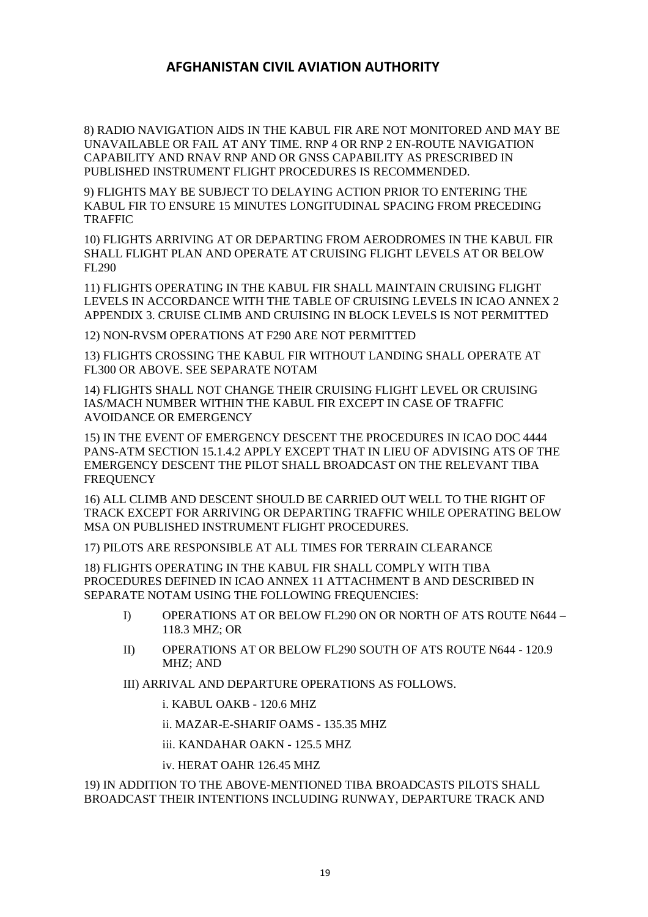## AFGHANISTAN CIVIL AVIATION AUTHORITY

8) RADIO NAVIGATION AIDS IN THE KABUL FIR ARE NOT MONITORED AND MAY BE UNAVAILABLE OR FAIL AT ANY TIME. RNP 4 OR RNP 2 EN-ROUTE NAVIGATION CAPABILITY AND RNAV RNP AND OR GNSS CAPABILITY AS PRESCRIBED IN PUBLISHED INSTRUMENT FLIGHT PROCEDURES IS RECOMMENDED.

9) FLIGHTS MAY BE SUBJECT TO DELAYING ACTION PRIOR TO ENTERING THE KABUL FIR TO ENSURE 15 MINUTES LONGITUDINAL SPACING FROM PRECEDING TRAFFIC

10) FLIGHTS ARRIVING AT OR DEPARTING FROM AERODROMES IN THE KABUL FIR SHALL FLIGHT PLAN AND OPERATE AT CRUISING FLIGHT LEVELS AT OR BELOW FL290

11) FLIGHTS OPERATING IN THE KABUL FIR SHALL MAINTAIN CRUISING FLIGHT LEVELS IN ACCORDANCE WITH THE TABLE OF CRUISING LEVELS IN ICAO ANNEX 2 APPENDIX 3. CRUISE CLIMB AND CRUISING IN BLOCK LEVELS IS NOT PERMITTED

12) NON-RVSM OPERATIONS AT F290 ARE NOT PERMITTED

13) FLIGHTS CROSSING THE KABUL FIR WITHOUT LANDING SHALL OPERATE AT FL300 OR ABOVE. SEE SEPARATE NOTAM

14) FLIGHTS SHALL NOT CHANGE THEIR CRUISING FLIGHT LEVEL OR CRUISING IAS/MACH NUMBER WITHIN THE KABUL FIR EXCEPT IN CASE OF TRAFFIC AVOIDANCE OR EMERGENCY

15) IN THE EVENT OF EMERGENCY DESCENT THE PROCEDURES IN ICAO DOC 4444 PANS-ATM SECTION 15.1.4.2 APPLY EXCEPT THAT IN LIEU OF ADVISING ATS OF THE EMERGENCY DESCENT THE PILOT SHALL BROADCAST ON THE RELEVANT TIBA FREQUENCY

16) ALL CLIMB AND DESCENT SHOULD BE CARRIED OUT WELL TO THE RIGHT OF TRACK EXCEPT FOR ARRIVING OR DEPARTING TRAFFIC WHILE OPERATING BELOW MSA ON PUBLISHED INSTRUMENT FLIGHT PROCEDURES.

17) PILOTS ARE RESPONSIBLE AT ALL TIMES FOR TERRAIN CLEARANCE

18) FLIGHTS OPERATING IN THE KABUL FIR SHALL COMPLY WITH TIBA PROCEDURES DEFINED IN ICAO ANNEX 11 ATTACHMENT B AND DESCRIBED IN SEPARATE NOTAM USING THE FOLLOWING FREQUENCIES:

- I) OPERATIONS AT OR BELOW FL290 ON OR NORTH OF ATS ROUTE N644 – 118.3 MHZ; OR
- II) OPERATIONS AT OR BELOW FL290 SOUTH OF ATS ROUTE N644 - 120.9 MHZ; AND
- III) ARRIVAL AND DEPARTURE OPERATIONS AS FOLLOWS.
  - i. KABUL OAKB - 120.6 MHZ
  - ii. MAZAR-E-SHARIF OAMS - 135.35 MHZ
  - iii. KANDAHAR OAKN - 125.5 MHZ
  - iv. HERAT OAHR 126.45 MHZ

19) IN ADDITION TO THE ABOVE-MENTIONED TIBA BROADCASTS PILOTS SHALL BROADCAST THEIR INTENTIONS INCLUDING RUNWAY, DEPARTURE TRACK AND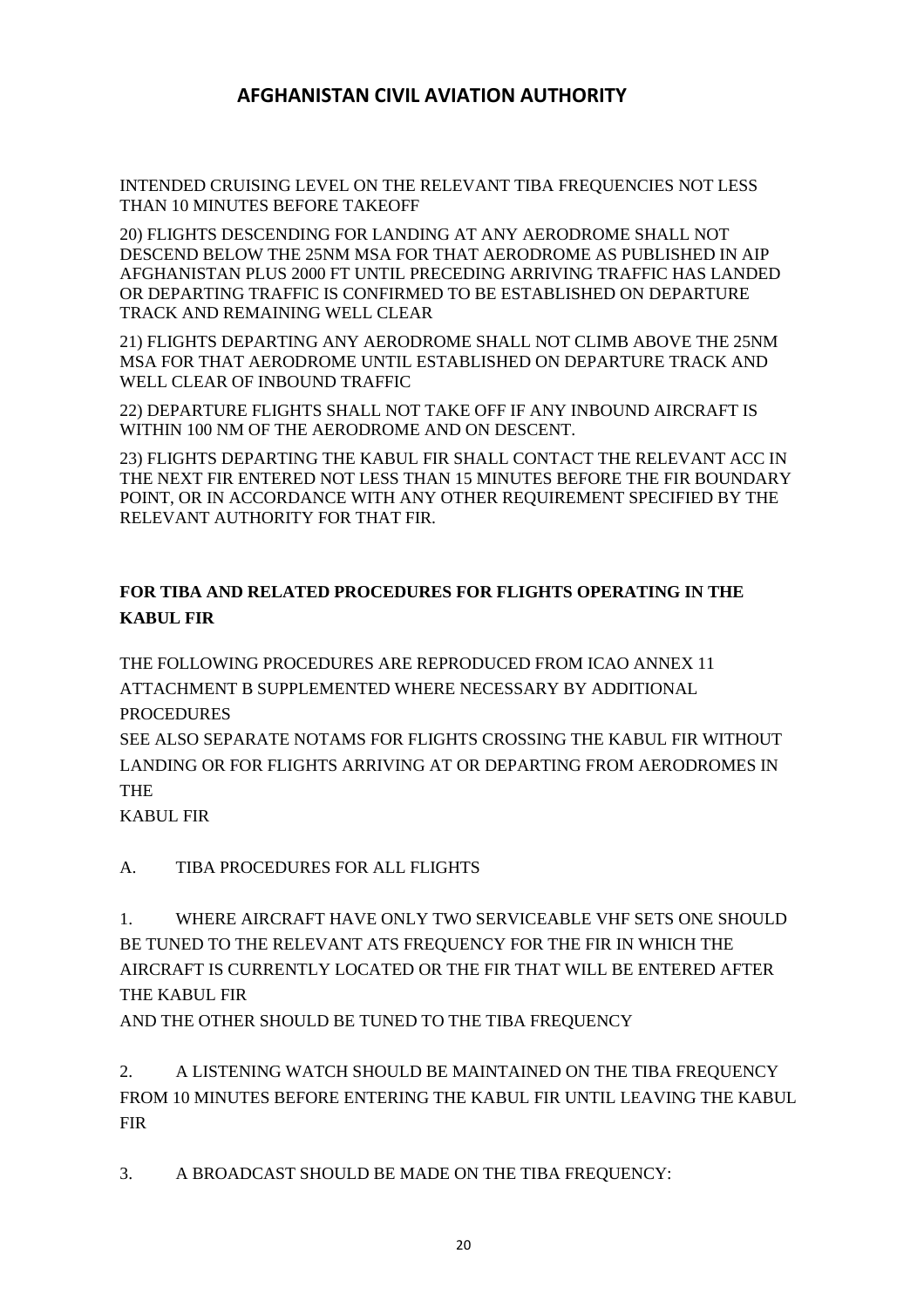# AFGHANISTAN CIVIL AVIATION AUTHORITY

INTENDED CRUISING LEVEL ON THE RELEVANT TIBA FREQUENCIES NOT LESS THAN 10 MINUTES BEFORE TAKEOFF

20) FLIGHTS DESCENDING FOR LANDING AT ANY AERODROME SHALL NOT DESCEND BELOW THE 25NM MSA FOR THAT AERODROME AS PUBLISHED IN AIP AFGHANISTAN PLUS 2000 FT UNTIL PRECEDING ARRIVING TRAFFIC HAS LANDED OR DEPARTING TRAFFIC IS CONFIRMED TO BE ESTABLISHED ON DEPARTURE TRACK AND REMAINING WELL CLEAR

21) FLIGHTS DEPARTING ANY AERODROME SHALL NOT CLIMB ABOVE THE 25NM MSA FOR THAT AERODROME UNTIL ESTABLISHED ON DEPARTURE TRACK AND WELL CLEAR OF INBOUND TRAFFIC

22) DEPARTURE FLIGHTS SHALL NOT TAKE OFF IF ANY INBOUND AIRCRAFT IS WITHIN 100 NM OF THE AERODROME AND ON DESCENT.

23) FLIGHTS DEPARTING THE KABUL FIR SHALL CONTACT THE RELEVANT ACC IN THE NEXT FIR ENTERED NOT LESS THAN 15 MINUTES BEFORE THE FIR BOUNDARY POINT, OR IN ACCORDANCE WITH ANY OTHER REQUIREMENT SPECIFIED BY THE RELEVANT AUTHORITY FOR THAT FIR.

**FOR TIBA AND RELATED PROCEDURES FOR FLIGHTS OPERATING IN THE KABUL FIR**

THE FOLLOWING PROCEDURES ARE REPRODUCED FROM ICAO ANNEX 11 ATTACHMENT B SUPPLEMENTED WHERE NECESSARY BY ADDITIONAL PROCEDURES

SEE ALSO SEPARATE NOTAMS FOR FLIGHTS CROSSING THE KABUL FIR WITHOUT LANDING OR FOR FLIGHTS ARRIVING AT OR DEPARTING FROM AERODROMES IN THE

KABUL FIR

A. TIBA PROCEDURES FOR ALL FLIGHTS

1. WHERE AIRCRAFT HAVE ONLY TWO SERVICEABLE VHF SETS ONE SHOULD BE TUNED TO THE RELEVANT ATS FREQUENCY FOR THE FIR IN WHICH THE AIRCRAFT IS CURRENTLY LOCATED OR THE FIR THAT WILL BE ENTERED AFTER THE KABUL FIR

AND THE OTHER SHOULD BE TUNED TO THE TIBA FREQUENCY

2. A LISTENING WATCH SHOULD BE MAINTAINED ON THE TIBA FREQUENCY FROM 10 MINUTES BEFORE ENTERING THE KABUL FIR UNTIL LEAVING THE KABUL FIR

3. A BROADCAST SHOULD BE MADE ON THE TIBA FREQUENCY: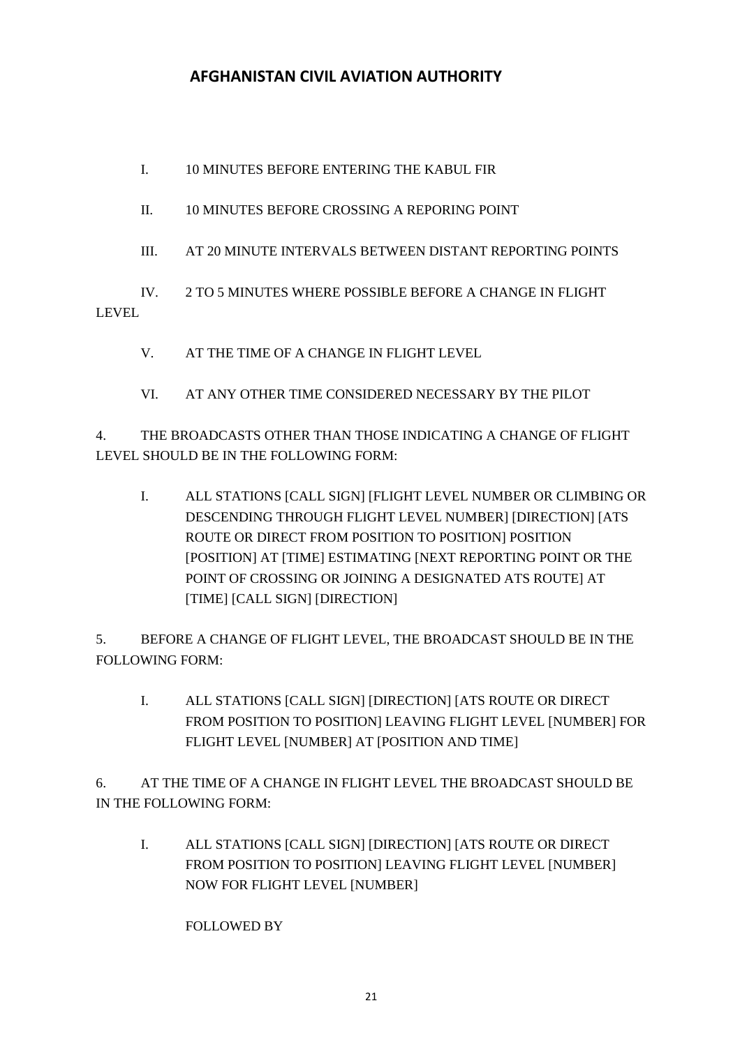I. 10 MINUTES BEFORE ENTERING THE KABUL FIR

II. 10 MINUTES BEFORE CROSSING A REPORING POINT

III. AT 20 MINUTE INTERVALS BETWEEN DISTANT REPORTING POINTS

IV. 2 TO 5 MINUTES WHERE POSSIBLE BEFORE A CHANGE IN FLIGHT LEVEL

V. AT THE TIME OF A CHANGE IN FLIGHT LEVEL

VI. AT ANY OTHER TIME CONSIDERED NECESSARY BY THE PILOT

4. THE BROADCASTS OTHER THAN THOSE INDICATING A CHANGE OF FLIGHT LEVEL SHOULD BE IN THE FOLLOWING FORM:

I. ALL STATIONS [CALL SIGN] [FLIGHT LEVEL NUMBER OR CLIMBING OR DESCENDING THROUGH FLIGHT LEVEL NUMBER] [DIRECTION] [ATS ROUTE OR DIRECT FROM POSITION TO POSITION] POSITION [POSITION] AT [TIME] ESTIMATING [NEXT REPORTING POINT OR THE POINT OF CROSSING OR JOINING A DESIGNATED ATS ROUTE] AT [TIME] [CALL SIGN] [DIRECTION]

5. BEFORE A CHANGE OF FLIGHT LEVEL, THE BROADCAST SHOULD BE IN THE FOLLOWING FORM:

I. ALL STATIONS [CALL SIGN] [DIRECTION] [ATS ROUTE OR DIRECT FROM POSITION TO POSITION] LEAVING FLIGHT LEVEL [NUMBER] FOR FLIGHT LEVEL [NUMBER] AT [POSITION AND TIME]

6. AT THE TIME OF A CHANGE IN FLIGHT LEVEL THE BROADCAST SHOULD BE IN THE FOLLOWING FORM:

I. ALL STATIONS [CALL SIGN] [DIRECTION] [ATS ROUTE OR DIRECT FROM POSITION TO POSITION] LEAVING FLIGHT LEVEL [NUMBER] NOW FOR FLIGHT LEVEL [NUMBER]

FOLLOWED BY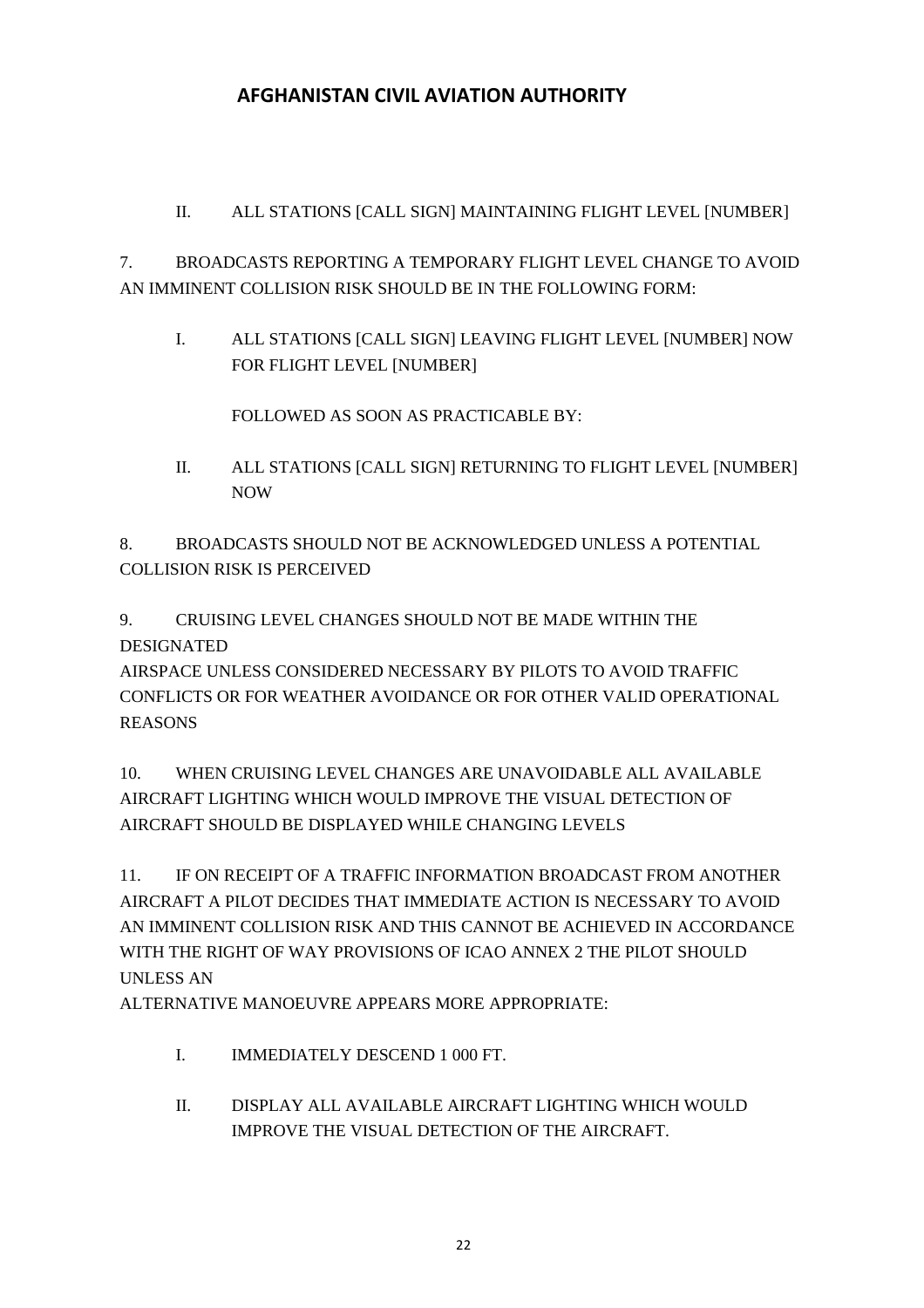II. ALL STATIONS [CALL SIGN] MAINTAINING FLIGHT LEVEL [NUMBER]

7. BROADCASTS REPORTING A TEMPORARY FLIGHT LEVEL CHANGE TO AVOID AN IMMINENT COLLISION RISK SHOULD BE IN THE FOLLOWING FORM:

I. ALL STATIONS [CALL SIGN] LEAVING FLIGHT LEVEL [NUMBER] NOW FOR FLIGHT LEVEL [NUMBER]

FOLLOWED AS SOON AS PRACTICABLE BY:

II. ALL STATIONS [CALL SIGN] RETURNING TO FLIGHT LEVEL [NUMBER] NOW

8. BROADCASTS SHOULD NOT BE ACKNOWLEDGED UNLESS A POTENTIAL COLLISION RISK IS PERCEIVED

9. CRUISING LEVEL CHANGES SHOULD NOT BE MADE WITHIN THE DESIGNATED AIRSPACE UNLESS CONSIDERED NECESSARY BY PILOTS TO AVOID TRAFFIC CONFLICTS OR FOR WEATHER AVOIDANCE OR FOR OTHER VALID OPERATIONAL REASONS

10. WHEN CRUISING LEVEL CHANGES ARE UNAVOIDABLE ALL AVAILABLE AIRCRAFT LIGHTING WHICH WOULD IMPROVE THE VISUAL DETECTION OF AIRCRAFT SHOULD BE DISPLAYED WHILE CHANGING LEVELS

11. IF ON RECEIPT OF A TRAFFIC INFORMATION BROADCAST FROM ANOTHER AIRCRAFT A PILOT DECIDES THAT IMMEDIATE ACTION IS NECESSARY TO AVOID AN IMMINENT COLLISION RISK AND THIS CANNOT BE ACHIEVED IN ACCORDANCE WITH THE RIGHT OF WAY PROVISIONS OF ICAO ANNEX 2 THE PILOT SHOULD UNLESS AN ALTERNATIVE MANOEUVRE APPEARS MORE APPROPRIATE:

I. IMMEDIATELY DESCEND 1 000 FT.

II. DISPLAY ALL AVAILABLE AIRCRAFT LIGHTING WHICH WOULD IMPROVE THE VISUAL DETECTION OF THE AIRCRAFT.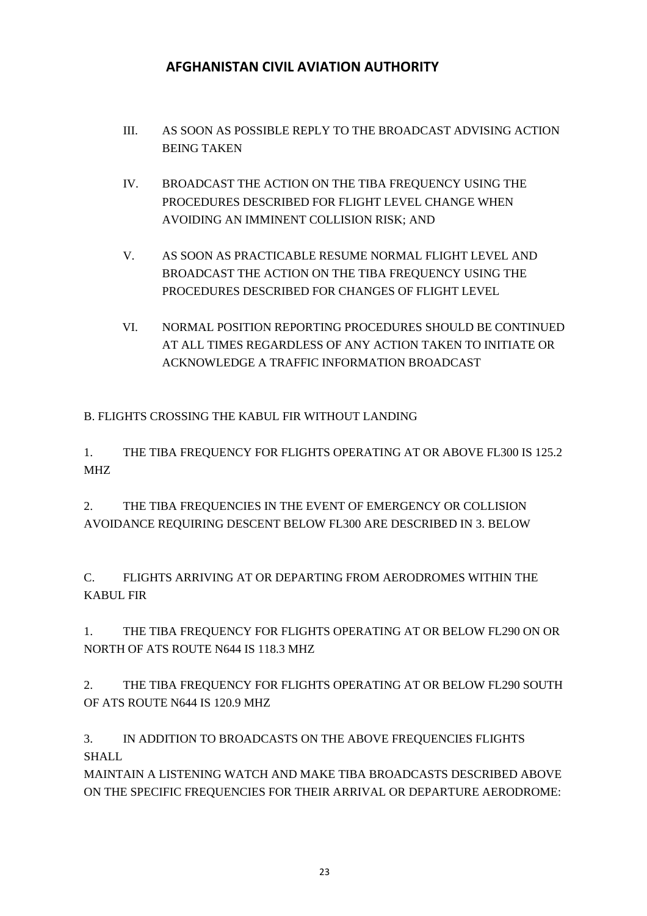III. AS SOON AS POSSIBLE REPLY TO THE BROADCAST ADVISING ACTION BEING TAKEN

IV. BROADCAST THE ACTION ON THE TIBA FREQUENCY USING THE PROCEDURES DESCRIBED FOR FLIGHT LEVEL CHANGE WHEN AVOIDING AN IMMINENT COLLISION RISK; AND

V. AS SOON AS PRACTICABLE RESUME NORMAL FLIGHT LEVEL AND BROADCAST THE ACTION ON THE TIBA FREQUENCY USING THE PROCEDURES DESCRIBED FOR CHANGES OF FLIGHT LEVEL

VI. NORMAL POSITION REPORTING PROCEDURES SHOULD BE CONTINUED AT ALL TIMES REGARDLESS OF ANY ACTION TAKEN TO INITIATE OR ACKNOWLEDGE A TRAFFIC INFORMATION BROADCAST

B. FLIGHTS CROSSING THE KABUL FIR WITHOUT LANDING

1. THE TIBA FREQUENCY FOR FLIGHTS OPERATING AT OR ABOVE FL300 IS 125.2 MHZ

2. THE TIBA FREQUENCIES IN THE EVENT OF EMERGENCY OR COLLISION AVOIDANCE REQUIRING DESCENT BELOW FL300 ARE DESCRIBED IN 3. BELOW

C. FLIGHTS ARRIVING AT OR DEPARTING FROM AERODROMES WITHIN THE KABUL FIR

1. THE TIBA FREQUENCY FOR FLIGHTS OPERATING AT OR BELOW FL290 ON OR NORTH OF ATS ROUTE N644 IS 118.3 MHZ

2. THE TIBA FREQUENCY FOR FLIGHTS OPERATING AT OR BELOW FL290 SOUTH OF ATS ROUTE N644 IS 120.9 MHZ

3. IN ADDITION TO BROADCASTS ON THE ABOVE FREQUENCIES FLIGHTS SHALL
MAINTAIN A LISTENING WATCH AND MAKE TIBA BROADCASTS DESCRIBED ABOVE ON THE SPECIFIC FREQUENCIES FOR THEIR ARRIVAL OR DEPARTURE AERODROME: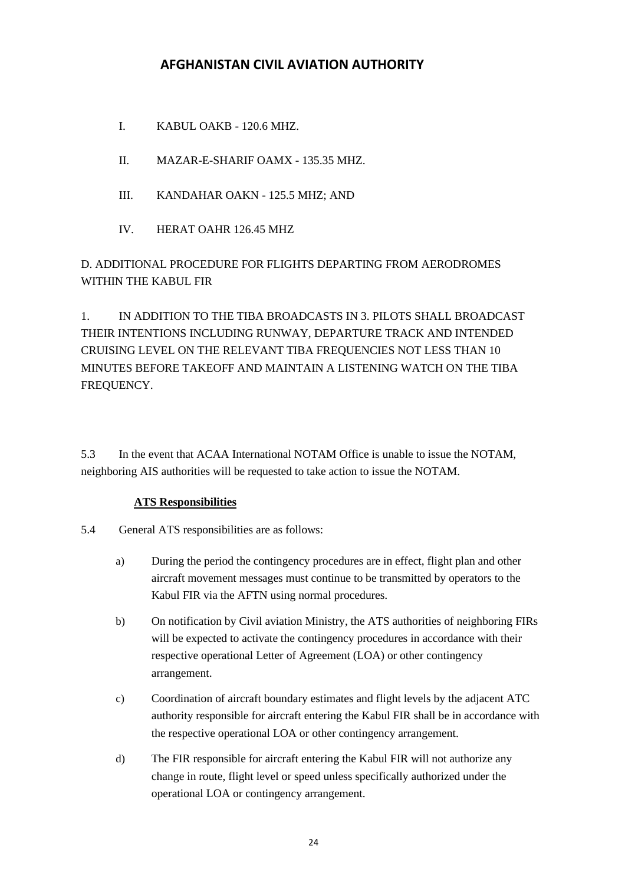I. KABUL OAKB - 120.6 MHZ.

II. MAZAR-E-SHARIF OAMX - 135.35 MHZ.

III. KANDAHAR OAKN - 125.5 MHZ; AND

IV. HERAT OAHR 126.45 MHZ

D. ADDITIONAL PROCEDURE FOR FLIGHTS DEPARTING FROM AERODROMES WITHIN THE KABUL FIR

1. IN ADDITION TO THE TIBA BROADCASTS IN 3. PILOTS SHALL BROADCAST THEIR INTENTIONS INCLUDING RUNWAY, DEPARTURE TRACK AND INTENDED CRUISING LEVEL ON THE RELEVANT TIBA FREQUENCIES NOT LESS THAN 10 MINUTES BEFORE TAKEOFF AND MAINTAIN A LISTENING WATCH ON THE TIBA FREQUENCY.

5.3 In the event that ACAA International NOTAM Office is unable to issue the NOTAM, neighboring AIS authorities will be requested to take action to issue the NOTAM.

**ATS Responsibilities**

5.4 General ATS responsibilities are as follows:

a) During the period the contingency procedures are in effect, flight plan and other aircraft movement messages must continue to be transmitted by operators to the Kabul FIR via the AFTN using normal procedures.

b) On notification by Civil aviation Ministry, the ATS authorities of neighboring FIRs will be expected to activate the contingency procedures in accordance with their respective operational Letter of Agreement (LOA) or other contingency arrangement.

c) Coordination of aircraft boundary estimates and flight levels by the adjacent ATC authority responsible for aircraft entering the Kabul FIR shall be in accordance with the respective operational LOA or other contingency arrangement.

d) The FIR responsible for aircraft entering the Kabul FIR will not authorize any change in route, flight level or speed unless specifically authorized under the operational LOA or contingency arrangement.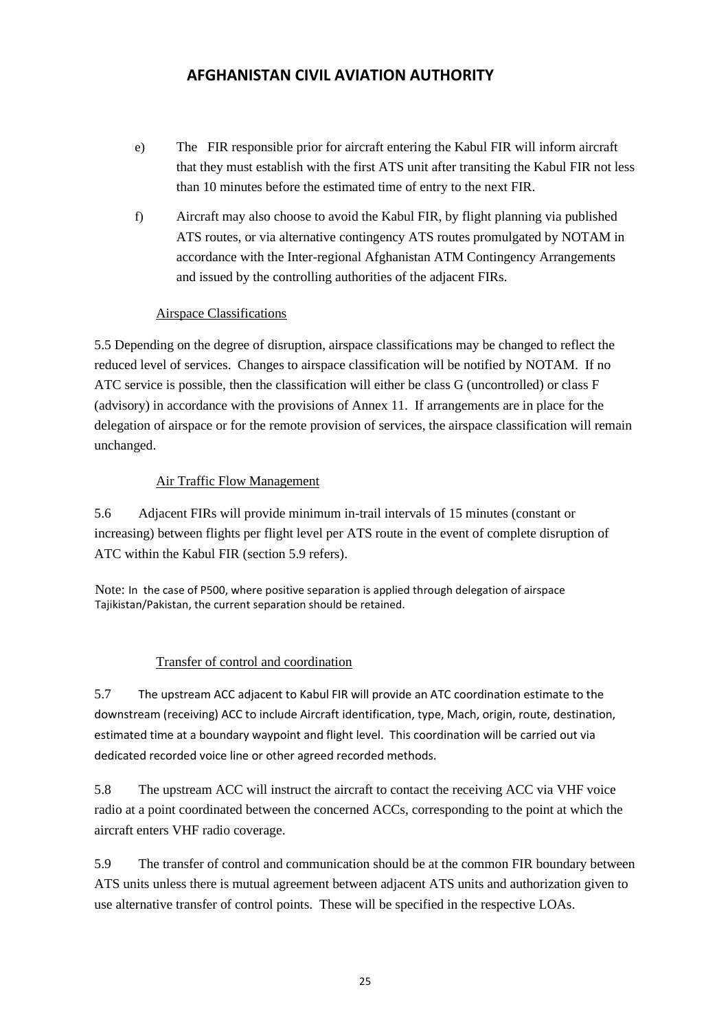e) The FIR responsible prior for aircraft entering the Kabul FIR will inform aircraft that they must establish with the first ATS unit after transiting the Kabul FIR not less than 10 minutes before the estimated time of entry to the next FIR.

f) Aircraft may also choose to avoid the Kabul FIR, by flight planning via published ATS routes, or via alternative contingency ATS routes promulgated by NOTAM in accordance with the Inter-regional Afghanistan ATM Contingency Arrangements and issued by the controlling authorities of the adjacent FIRs.

### Airspace Classifications

5.5 Depending on the degree of disruption, airspace classifications may be changed to reflect the reduced level of services. Changes to airspace classification will be notified by NOTAM. If no ATC service is possible, then the classification will either be class G (uncontrolled) or class F (advisory) in accordance with the provisions of Annex 11. If arrangements are in place for the delegation of airspace or for the remote provision of services, the airspace classification will remain unchanged.

### Air Traffic Flow Management

5.6 Adjacent FIRs will provide minimum in-trail intervals of 15 minutes (constant or increasing) between flights per flight level per ATS route in the event of complete disruption of ATC within the Kabul FIR (section 5.9 refers).

Note: In the case of P500, where positive separation is applied through delegation of airspace Tajikistan/Pakistan, the current separation should be retained.

### Transfer of control and coordination

5.7 The upstream ACC adjacent to Kabul FIR will provide an ATC coordination estimate to the downstream (receiving) ACC to include Aircraft identification, type, Mach, origin, route, destination, estimated time at a boundary waypoint and flight level. This coordination will be carried out via dedicated recorded voice line or other agreed recorded methods.

5.8 The upstream ACC will instruct the aircraft to contact the receiving ACC via VHF voice radio at a point coordinated between the concerned ACCs, corresponding to the point at which the aircraft enters VHF radio coverage.

5.9 The transfer of control and communication should be at the common FIR boundary between ATS units unless there is mutual agreement between adjacent ATS units and authorization given to use alternative transfer of control points. These will be specified in the respective LOAs.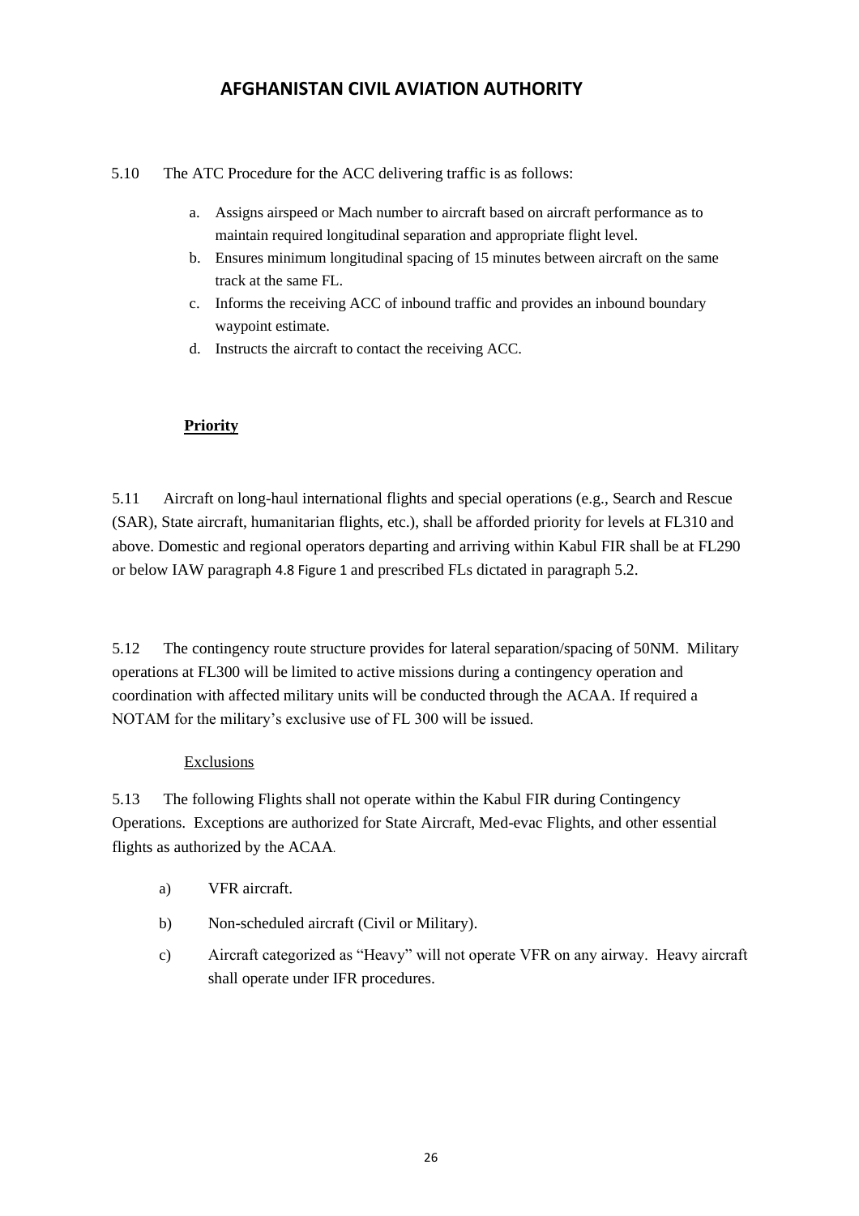5.10 The ATC Procedure for the ACC delivering traffic is as follows:

a. Assigns airspeed or Mach number to aircraft based on aircraft performance as to maintain required longitudinal separation and appropriate flight level.
b. Ensures minimum longitudinal spacing of 15 minutes between aircraft on the same track at the same FL.
c. Informs the receiving ACC of inbound traffic and provides an inbound boundary waypoint estimate.
d. Instructs the aircraft to contact the receiving ACC.

**Priority**

5.11 Aircraft on long-haul international flights and special operations (e.g., Search and Rescue (SAR), State aircraft, humanitarian flights, etc.), shall be afforded priority for levels at FL310 and above. Domestic and regional operators departing and arriving within Kabul FIR shall be at FL290 or below IAW paragraph 4.8 Figure 1 and prescribed FLs dictated in paragraph 5.2.

5.12 The contingency route structure provides for lateral separation/spacing of 50NM. Military operations at FL300 will be limited to active missions during a contingency operation and coordination with affected military units will be conducted through the ACAA. If required a NOTAM for the military's exclusive use of FL 300 will be issued.

Exclusions

5.13 The following Flights shall not operate within the Kabul FIR during Contingency Operations. Exceptions are authorized for State Aircraft, Med-evac Flights, and other essential flights as authorized by the ACAA.

a) VFR aircraft.

b) Non-scheduled aircraft (Civil or Military).

c) Aircraft categorized as "Heavy" will not operate VFR on any airway. Heavy aircraft shall operate under IFR procedures.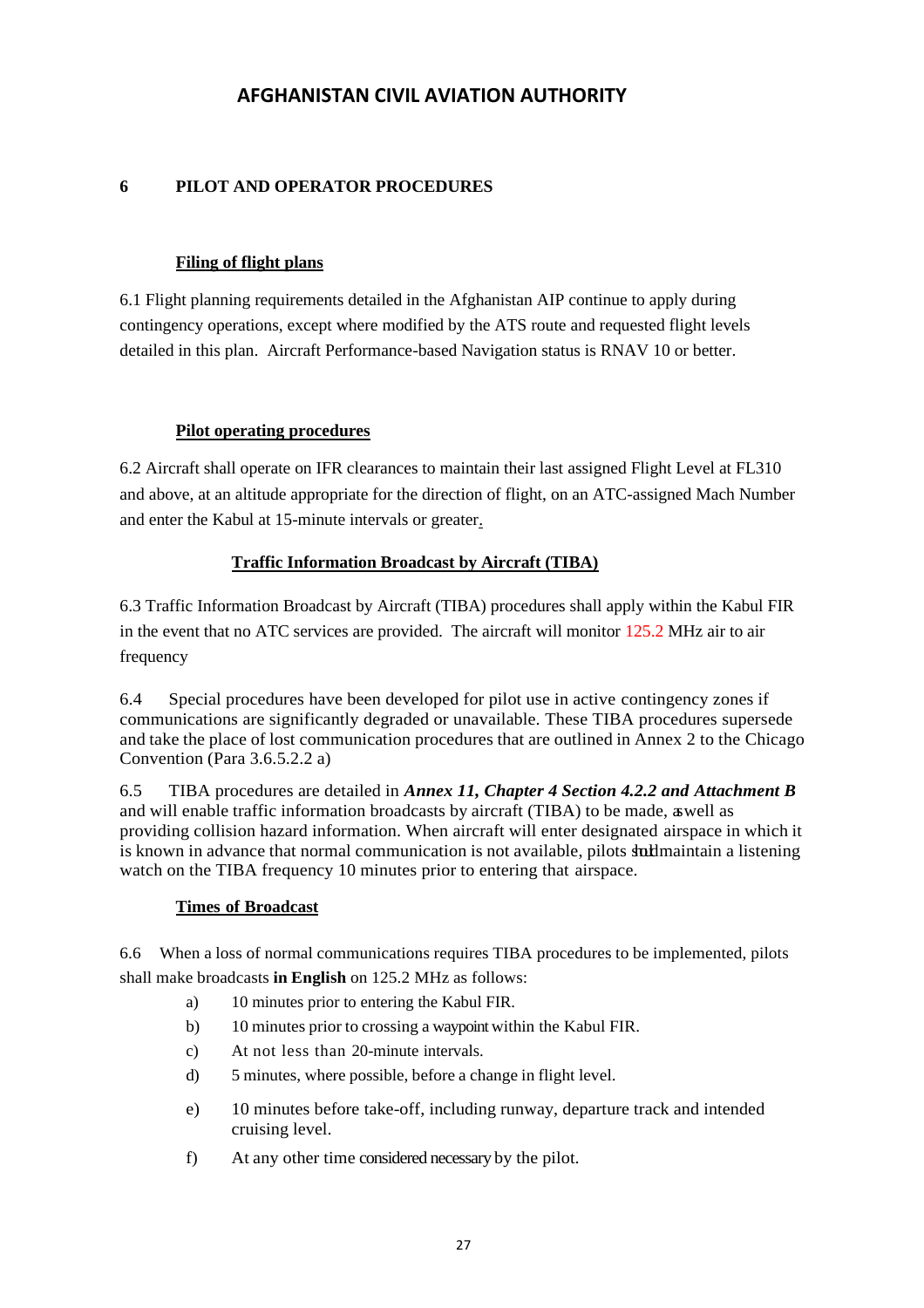# AFGHANISTAN CIVIL AVIATION AUTHORITY

## 6 PILOT AND OPERATOR PROCEDURES

### Filing of flight plans

6.1 Flight planning requirements detailed in the Afghanistan AIP continue to apply during contingency operations, except where modified by the ATS route and requested flight levels detailed in this plan. Aircraft Performance-based Navigation status is RNAV 10 or better.

### Pilot operating procedures

6.2 Aircraft shall operate on IFR clearances to maintain their last assigned Flight Level at FL310 and above, at an altitude appropriate for the direction of flight, on an ATC-assigned Mach Number and enter the Kabul at 15-minute intervals or greater.

### Traffic Information Broadcast by Aircraft (TIBA)

6.3 Traffic Information Broadcast by Aircraft (TIBA) procedures shall apply within the Kabul FIR in the event that no ATC services are provided. The aircraft will monitor 125.2 MHz air to air frequency

6.4 Special procedures have been developed for pilot use in active contingency zones if communications are significantly degraded or unavailable. These TIBA procedures supersede and take the place of lost communication procedures that are outlined in Annex 2 to the Chicago Convention (Para 3.6.5.2.2 a)

6.5 TIBA procedures are detailed in ***Annex 11, Chapter 4 Section 4.2.2 and Attachment B*** and will enable traffic information broadcasts by aircraft (TIBA) to be made, as well as providing collision hazard information. When aircraft will enter designated airspace in which it is known in advance that normal communication is not available, pilots shall maintain a listening watch on the TIBA frequency 10 minutes prior to entering that airspace.

### Times of Broadcast

6.6 When a loss of normal communications requires TIBA procedures to be implemented, pilots shall make broadcasts **in English** on 125.2 MHz as follows:

a) 10 minutes prior to entering the Kabul FIR.

b) 10 minutes prior to crossing a waypoint within the Kabul FIR.

c) At not less than 20-minute intervals.

d) 5 minutes, where possible, before a change in flight level.

e) 10 minutes before take-off, including runway, departure track and intended cruising level.

f) At any other time considered necessary by the pilot.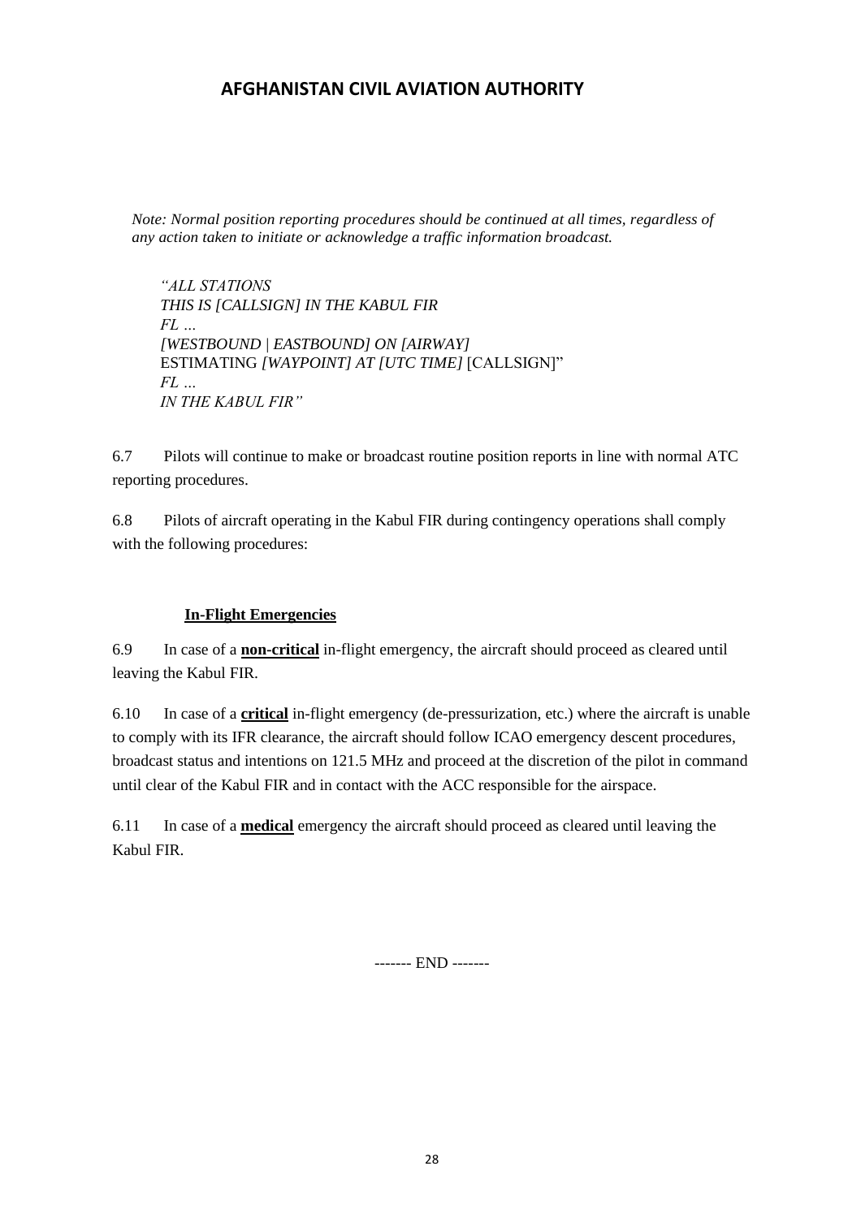*Note: Normal position reporting procedures should be continued at all times, regardless of any action taken to initiate or acknowledge a traffic information broadcast.*

*"ALL STATIONS*
*THIS IS [CALLSIGN] IN THE KABUL FIR*
*FL …*
*[WESTBOUND | EASTBOUND] ON [AIRWAY]*
ESTIMATING *[WAYPOINT] AT [UTC TIME]* [CALLSIGN]"
*FL …*
*IN THE KABUL FIR"*

6.7 Pilots will continue to make or broadcast routine position reports in line with normal ATC reporting procedures.

6.8 Pilots of aircraft operating in the Kabul FIR during contingency operations shall comply with the following procedures:

**In-Flight Emergencies**

6.9 In case of a **non-critical** in-flight emergency, the aircraft should proceed as cleared until leaving the Kabul FIR.

6.10 In case of a **critical** in-flight emergency (de-pressurization, etc.) where the aircraft is unable to comply with its IFR clearance, the aircraft should follow ICAO emergency descent procedures, broadcast status and intentions on 121.5 MHz and proceed at the discretion of the pilot in command until clear of the Kabul FIR and in contact with the ACC responsible for the airspace.

6.11 In case of a **medical** emergency the aircraft should proceed as cleared until leaving the Kabul FIR.

------- END -------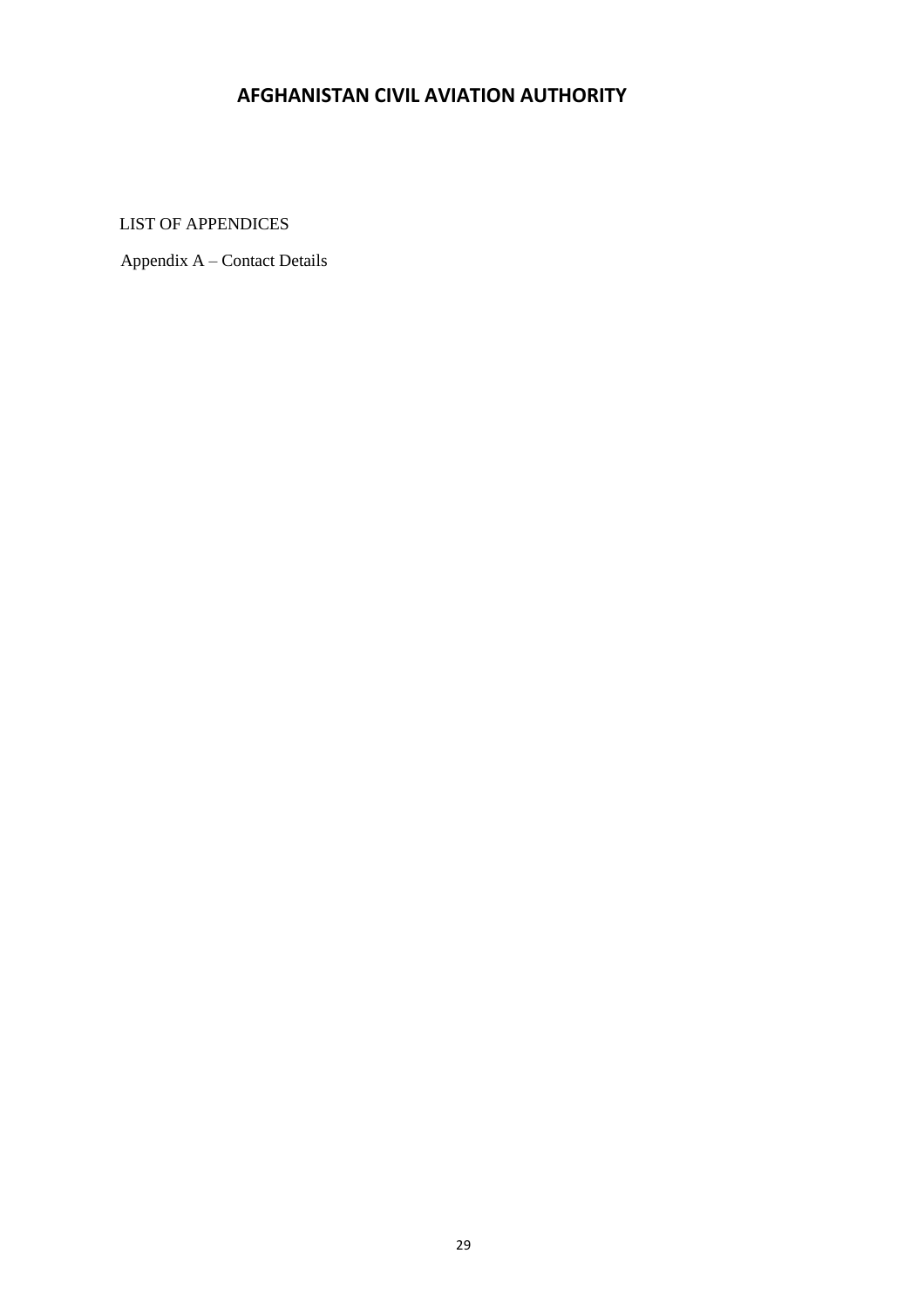LIST OF APPENDICES

Appendix A – Contact Details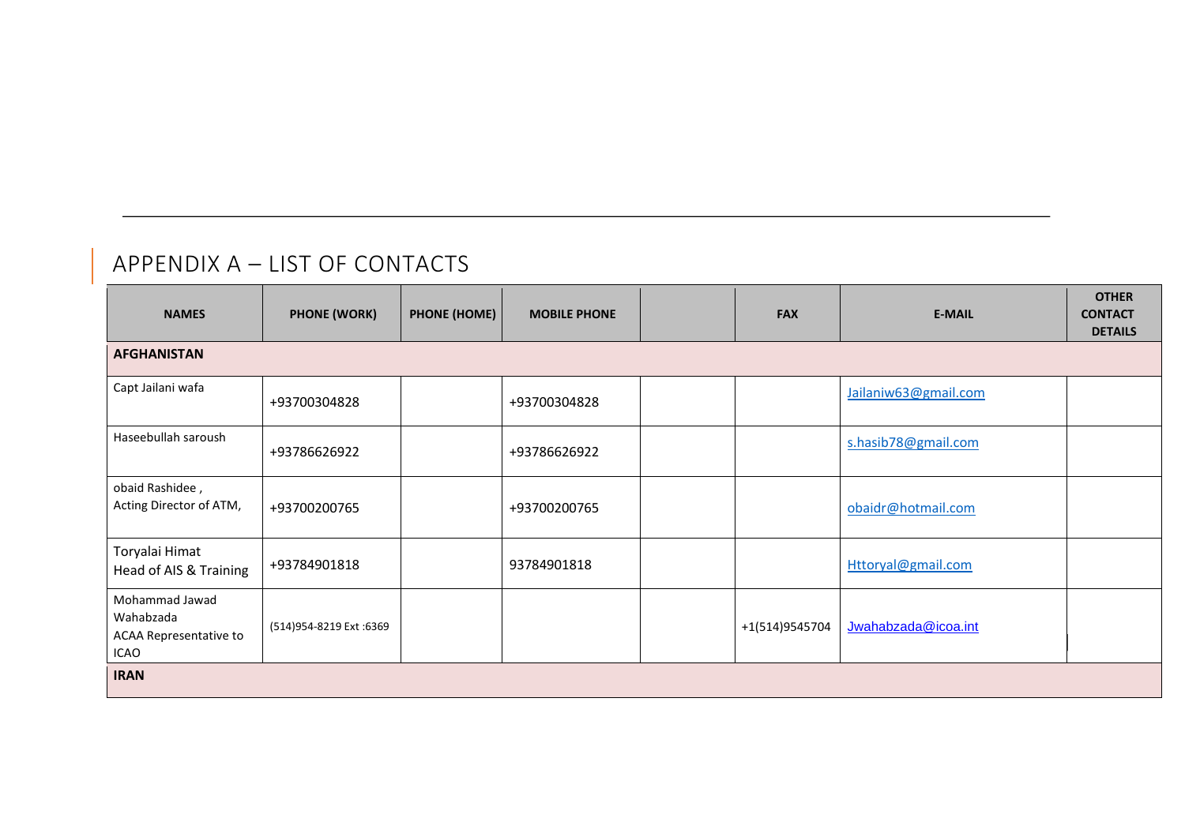## APPENDIX A – LIST OF CONTACTS

| NAMES | PHONE (WORK) | PHONE (HOME) | MOBILE PHONE | | FAX | E-MAIL | OTHER CONTACT DETAILS |
|---|---|---|---|---|---|---|---|
| **AFGHANISTAN** | | | | | | | |
| Capt Jailani wafa | +93700304828 | | +93700304828 | | | Jailaniw63@gmail.com | |
| Haseebullah saroush | +93786626922 | | +93786626922 | | | s.hasib78@gmail.com | |
| obaid Rashidee , Acting Director of ATM, | +93700200765 | | +93700200765 | | | obaidr@hotmail.com | |
| Toryalai Himat Head of AIS & Training | +93784901818 | | 93784901818 | | | Httoryal@gmail.com | |
| Mohammad Jawad Wahabzada ACAA Representative to ICAO | (514)954-8219 Ext :6369 | | | | +1(514)9545704 | Jwahabzada@icoa.int | |
| **IRAN** | | | | | | | |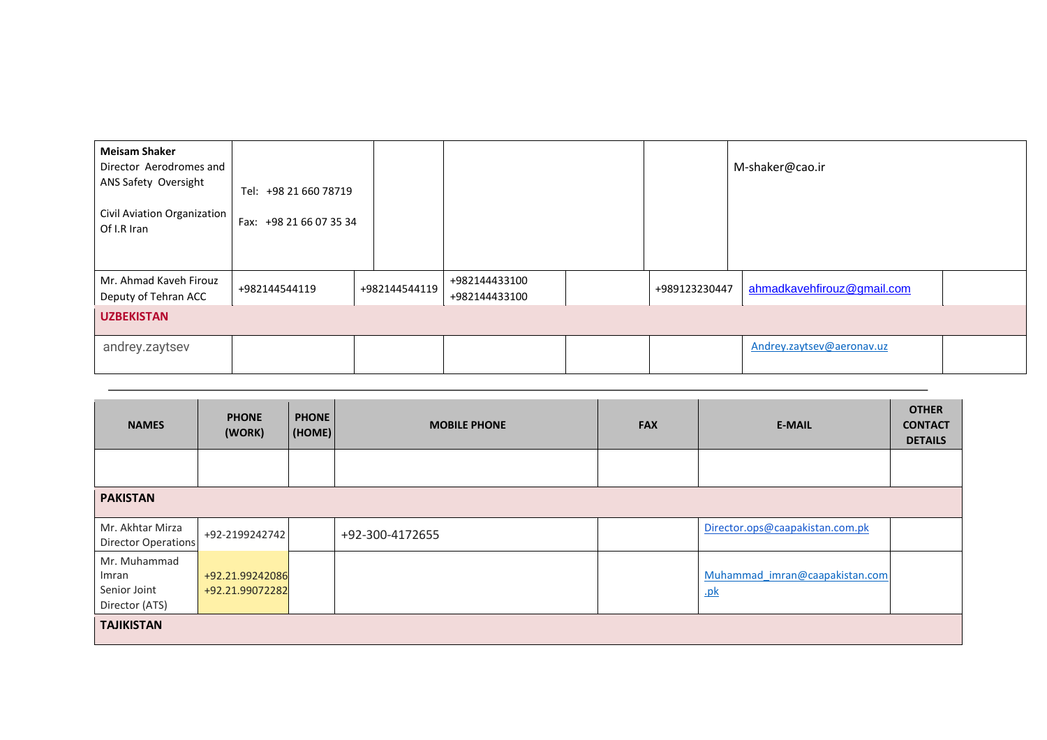| | | | | | | | |
|---|---|---|---|---|---|---|---|
| **Meisam Shaker**<br>Director Aerodromes and ANS Safety Oversight<br><br>Civil Aviation Organization Of I.R Iran | Tel: +98 21 660 78719<br><br>Fax: +98 21 66 07 35 34 | | | | | M-shaker@cao.ir | |
| Mr. Ahmad Kaveh Firouz<br>Deputy of Tehran ACC | +982144544119 | +982144544119 | +982144433100<br>+982144433100 | | +989123230447 | ahmadkavehfirouz@gmail.com | |
| **UZBEKISTAN** | | | | | | | |
| andrey.zaytsev | | | | | | Andrey.zaytsev@aeronav.uz | |

| NAMES | PHONE (WORK) | PHONE (HOME) | MOBILE PHONE | FAX | E-MAIL | OTHER CONTACT DETAILS |
|---|---|---|---|---|---|---|
| | | | | | | |
| **PAKISTAN** | | | | | | |
| Mr. Akhtar Mirza<br>Director Operations | +92-2199242742 | | +92-300-4172655 | | Director.ops@caapakistan.com.pk | |
| Mr. Muhammad Imran<br>Senior Joint Director (ATS) | +92.21.99242086<br>+92.21.99072282 | | | | Muhammad_imran@caapakistan.com.pk | |
| **TAJIKISTAN** | | | | | | |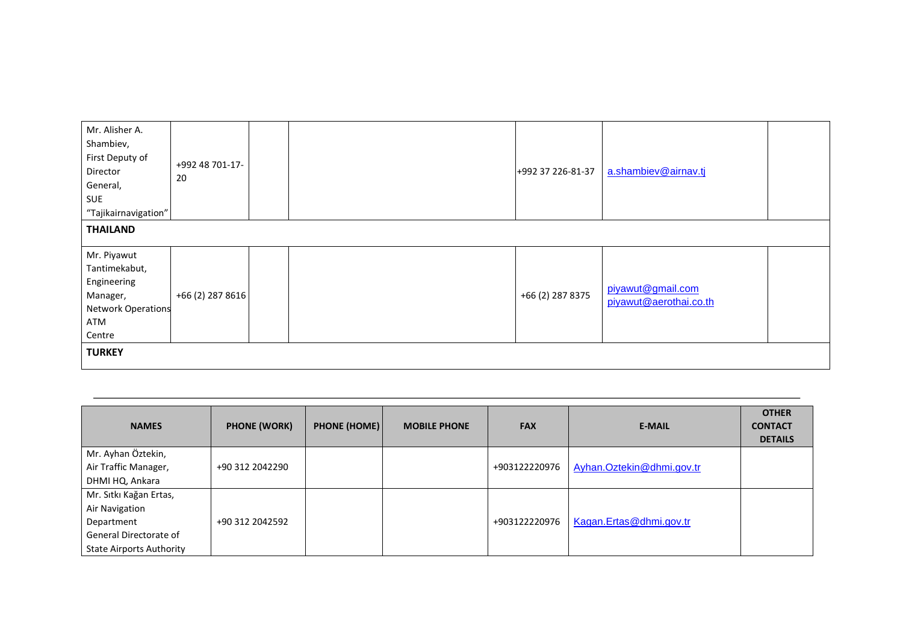| | | | | | | |
|---|---|---|---|---|---|---|
| Mr. Alisher A. Shambiev, First Deputy of Director General, SUE “Tajikairnavigation” | +992 48 701-17-20 | | | +992 37 226-81-37 | a.shambiev@airnav.tj | |
| **THAILAND** | | | | | | |
| Mr. Piyawut Tantimekabut, Engineering Manager, Network Operations ATM Centre | +66 (2) 287 8616 | | | +66 (2) 287 8375 | piyawut@gmail.com<br>piyawut@aerothai.co.th | |
| **TURKEY** | | | | | | |

---

| NAMES | PHONE (WORK) | PHONE (HOME) | MOBILE PHONE | FAX | E-MAIL | OTHER CONTACT DETAILS |
|---|---|---|---|---|---|---|
| Mr. Ayhan Öztekin, Air Traffic Manager, DHMI HQ, Ankara | +90 312 2042290 | | | +903122220976 | Ayhan.Oztekin@dhmi.gov.tr | |
| Mr. Sıtkı Kağan Ertas, Air Navigation Department General Directorate of State Airports Authority | +90 312 2042592 | | | +903122220976 | Kagan.Ertas@dhmi.gov.tr | |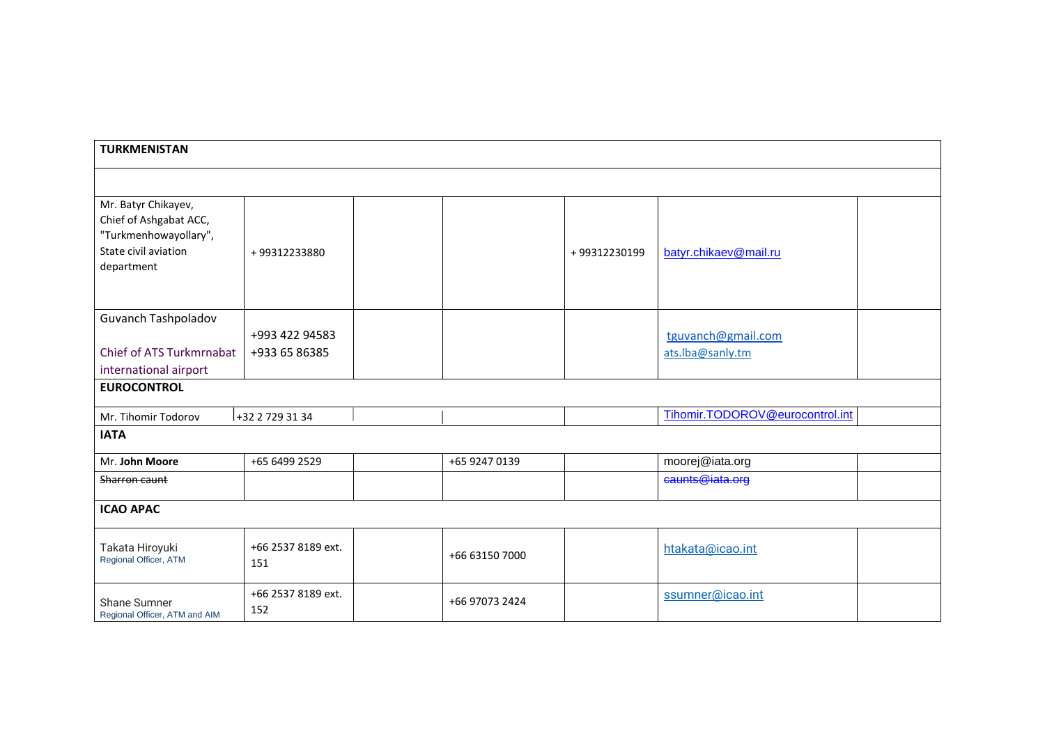| TURKMENISTAN | | | | | | |
|---|---|---|---|---|---|---|
| | | | | | | |
| Mr. Batyr Chikayev, Chief of Ashgabat ACC, "Turkmenhowayollary", State civil aviation department | + 99312233880 | | | + 99312230199 | batyr.chikaev@mail.ru | |
| Guvanch Tashpoladov<br><br>Chief of ATS Turkmrnabat international airport | +993 422 94583<br>+933 65 86385 | | | | tguvanch@gmail.com<br>ats.lba@sanly.tm | |
| **EUROCONTROL** | | | | | | |
| Mr. Tihomir Todorov | +32 2 729 31 34 | | | | Tihomir.TODOROV@eurocontrol.int | |
| **IATA** | | | | | | |
| Mr. **John Moore** | +65 6499 2529 | | +65 9247 0139 | | moorej@iata.org | |
| ~~Sharron caunt~~ | | | | | ~~caunts@iata.org~~ | |
| **ICAO APAC** | | | | | | |
| Takata Hiroyuki<br>Regional Officer, ATM | +66 2537 8189 ext. 151 | | +66 63150 7000 | | htakata@icao.int | |
| Shane Sumner<br>Regional Officer, ATM and AIM | +66 2537 8189 ext. 152 | | +66 97073 2424 | | ssumner@icao.int | |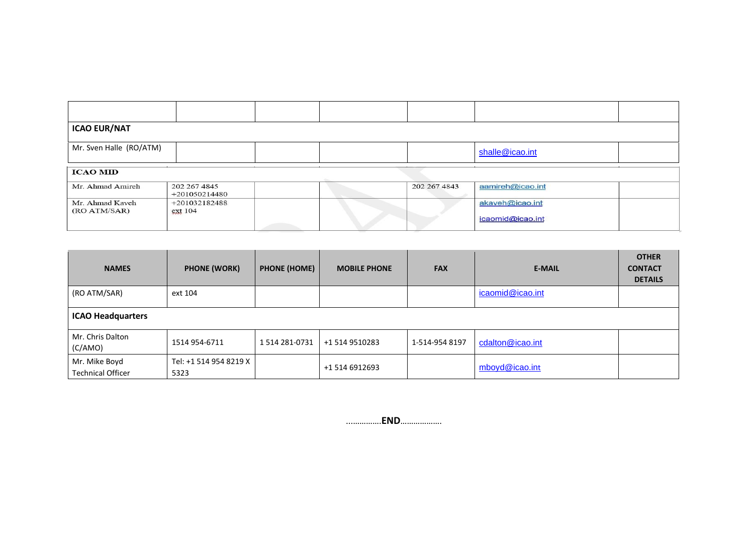| | | | | | | |
|---|---|---|---|---|---|---|
| | | | | | | |
| **ICAO EUR/NAT** | | | | | | |
| Mr. Sven Halle (RO/ATM) | | | | | shalle@icao.int | |
| **ICAO MID** | | | | | | |
| Mr. Ahmad Amireh | 202 267 4845<br>+201050214480 | | | 202 267 4843 | aamireh@icao.int | |
| Mr. Ahmad Kaveh<br>(RO ATM/SAR) | +201032182488<br>ext 104 | | | | akaveh@icao.int<br>icaomid@icao.int | |

| NAMES | PHONE (WORK) | PHONE (HOME) | MOBILE PHONE | FAX | E-MAIL | OTHER CONTACT DETAILS |
|---|---|---|---|---|---|---|
| (RO ATM/SAR) | ext 104 | | | | icaomid@icao.int | |
| **ICAO Headquarters** | | | | | | |
| Mr. Chris Dalton (C/AMO) | 1514 954-6711 | 1 514 281-0731 | +1 514 9510283 | 1-514-954 8197 | cdalton@icao.int | |
| Mr. Mike Boyd<br>Technical Officer | Tel: +1 514 954 8219 X 5323 | | +1 514 6912693 | | mboyd@icao.int | |

……………**END**………………